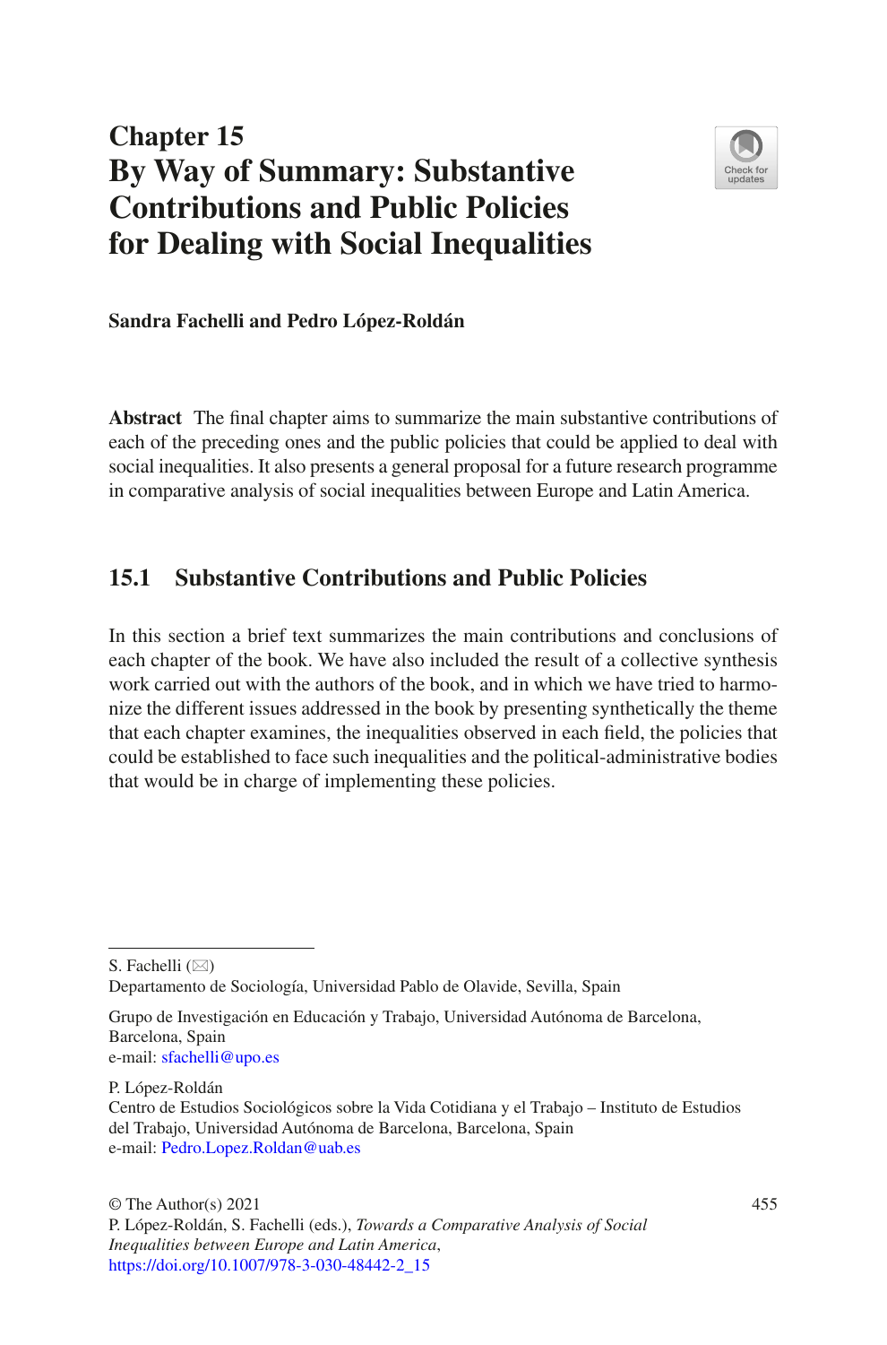# Chapter 15
# By Way of Summary: Substantive Contributions and Public Policies for Dealing with Social Inequalities

**Sandra Fachelli and Pedro López-Roldán**

**Abstract** The final chapter aims to summarize the main substantive contributions of each of the preceding ones and the public policies that could be applied to deal with social inequalities. It also presents a general proposal for a future research programme in comparative analysis of social inequalities between Europe and Latin America.

## 15.1 Substantive Contributions and Public Policies

In this section a brief text summarizes the main contributions and conclusions of each chapter of the book. We have also included the result of a collective synthesis work carried out with the authors of the book, and in which we have tried to harmonize the different issues addressed in the book by presenting synthetically the theme that each chapter examines, the inequalities observed in each field, the policies that could be established to face such inequalities and the political-administrative bodies that would be in charge of implementing these policies.

---

S. Fachelli (✉)
Departamento de Sociología, Universidad Pablo de Olavide, Sevilla, Spain

Grupo de Investigación en Educación y Trabajo, Universidad Autónoma de Barcelona, Barcelona, Spain
e-mail: sfachelli@upo.es

P. López-Roldán
Centro de Estudios Sociológicos sobre la Vida Cotidiana y el Trabajo – Instituto de Estudios del Trabajo, Universidad Autónoma de Barcelona, Barcelona, Spain
e-mail: Pedro.Lopez.Roldan@uab.es

© The Author(s) 2021
P. López-Roldán, S. Fachelli (eds.), *Towards a Comparative Analysis of Social Inequalities between Europe and Latin America*,
https://doi.org/10.1007/978-3-030-48442-2_15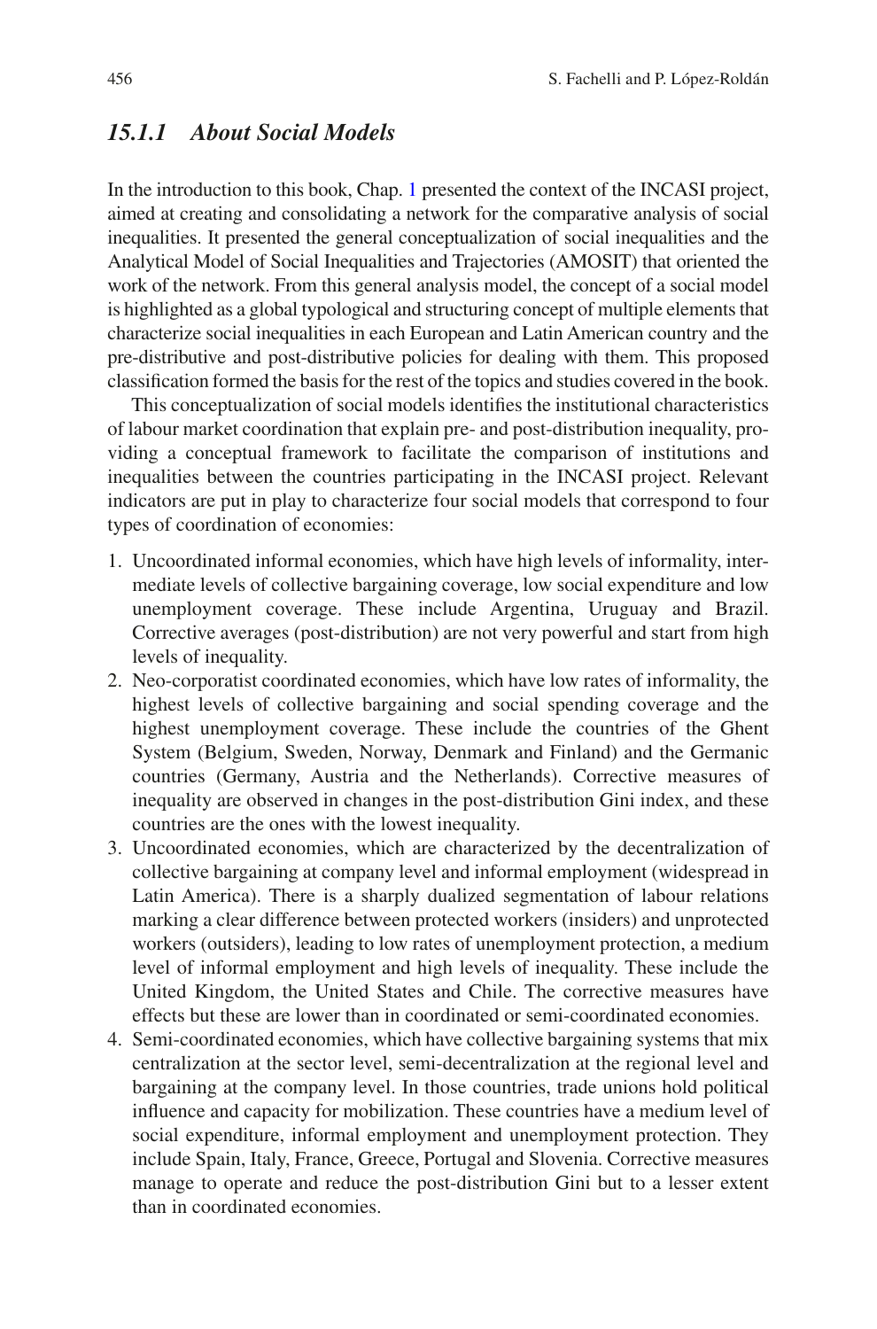### *15.1.1 About Social Models*

In the introduction to this book, Chap. 1 presented the context of the INCASI project, aimed at creating and consolidating a network for the comparative analysis of social inequalities. It presented the general conceptualization of social inequalities and the Analytical Model of Social Inequalities and Trajectories (AMOSIT) that oriented the work of the network. From this general analysis model, the concept of a social model is highlighted as a global typological and structuring concept of multiple elements that characterize social inequalities in each European and Latin American country and the pre-distributive and post-distributive policies for dealing with them. This proposed classification formed the basis for the rest of the topics and studies covered in the book.

This conceptualization of social models identifies the institutional characteristics of labour market coordination that explain pre- and post-distribution inequality, providing a conceptual framework to facilitate the comparison of institutions and inequalities between the countries participating in the INCASI project. Relevant indicators are put in play to characterize four social models that correspond to four types of coordination of economies:

1. Uncoordinated informal economies, which have high levels of informality, intermediate levels of collective bargaining coverage, low social expenditure and low unemployment coverage. These include Argentina, Uruguay and Brazil. Corrective averages (post-distribution) are not very powerful and start from high levels of inequality.
2. Neo-corporatist coordinated economies, which have low rates of informality, the highest levels of collective bargaining and social spending coverage and the highest unemployment coverage. These include the countries of the Ghent System (Belgium, Sweden, Norway, Denmark and Finland) and the Germanic countries (Germany, Austria and the Netherlands). Corrective measures of inequality are observed in changes in the post-distribution Gini index, and these countries are the ones with the lowest inequality.
3. Uncoordinated economies, which are characterized by the decentralization of collective bargaining at company level and informal employment (widespread in Latin America). There is a sharply dualized segmentation of labour relations marking a clear difference between protected workers (insiders) and unprotected workers (outsiders), leading to low rates of unemployment protection, a medium level of informal employment and high levels of inequality. These include the United Kingdom, the United States and Chile. The corrective measures have effects but these are lower than in coordinated or semi-coordinated economies.
4. Semi-coordinated economies, which have collective bargaining systems that mix centralization at the sector level, semi-decentralization at the regional level and bargaining at the company level. In those countries, trade unions hold political influence and capacity for mobilization. These countries have a medium level of social expenditure, informal employment and unemployment protection. They include Spain, Italy, France, Greece, Portugal and Slovenia. Corrective measures manage to operate and reduce the post-distribution Gini but to a lesser extent than in coordinated economies.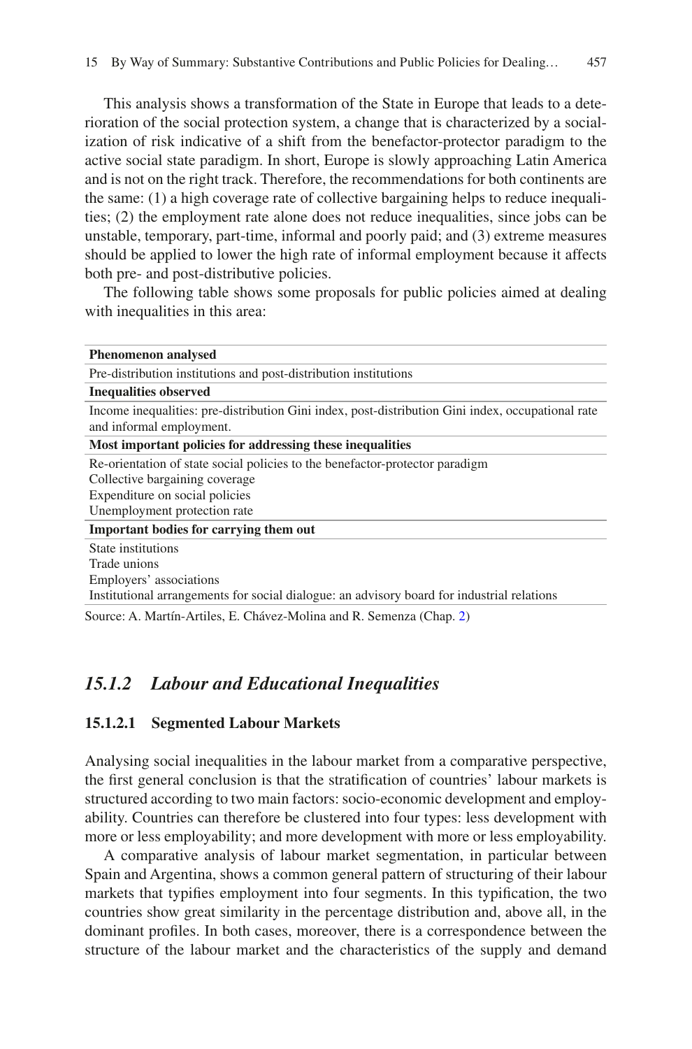This analysis shows a transformation of the State in Europe that leads to a deterioration of the social protection system, a change that is characterized by a socialization of risk indicative of a shift from the benefactor-protector paradigm to the active social state paradigm. In short, Europe is slowly approaching Latin America and is not on the right track. Therefore, the recommendations for both continents are the same: (1) a high coverage rate of collective bargaining helps to reduce inequalities; (2) the employment rate alone does not reduce inequalities, since jobs can be unstable, temporary, part-time, informal and poorly paid; and (3) extreme measures should be applied to lower the high rate of informal employment because it affects both pre- and post-distributive policies.

The following table shows some proposals for public policies aimed at dealing with inequalities in this area:

| **Phenomenon analysed** |
|---|
| Pre-distribution institutions and post-distribution institutions |
| **Inequalities observed** |
| Income inequalities: pre-distribution Gini index, post-distribution Gini index, occupational rate and informal employment. |
| **Most important policies for addressing these inequalities** |
| Re-orientation of state social policies to the benefactor-protector paradigm<br>Collective bargaining coverage<br>Expenditure on social policies<br>Unemployment protection rate |
| **Important bodies for carrying them out** |
| State institutions<br>Trade unions<br>Employers' associations<br>Institutional arrangements for social dialogue: an advisory board for industrial relations |

Source: A. Martín-Artiles, E. Chávez-Molina and R. Semenza (Chap. 2)

### *15.1.2 Labour and Educational Inequalities*

#### 15.1.2.1 Segmented Labour Markets

Analysing social inequalities in the labour market from a comparative perspective, the first general conclusion is that the stratification of countries' labour markets is structured according to two main factors: socio-economic development and employability. Countries can therefore be clustered into four types: less development with more or less employability; and more development with more or less employability.

A comparative analysis of labour market segmentation, in particular between Spain and Argentina, shows a common general pattern of structuring of their labour markets that typifies employment into four segments. In this typification, the two countries show great similarity in the percentage distribution and, above all, in the dominant profiles. In both cases, moreover, there is a correspondence between the structure of the labour market and the characteristics of the supply and demand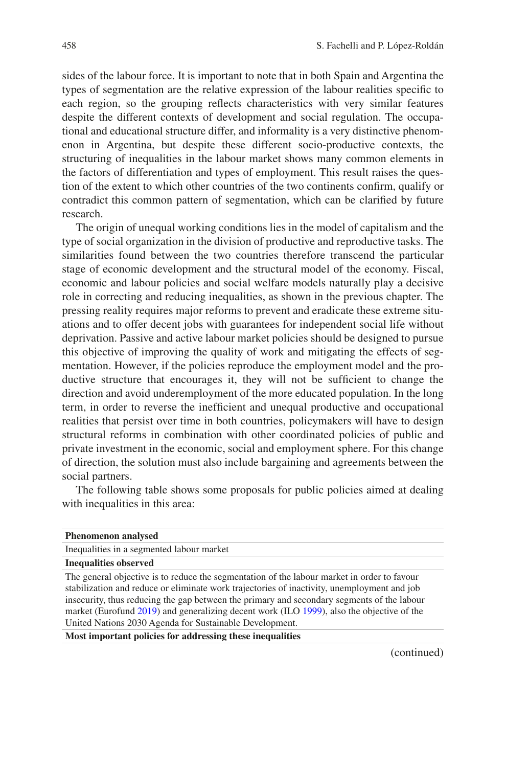sides of the labour force. It is important to note that in both Spain and Argentina the types of segmentation are the relative expression of the labour realities specific to each region, so the grouping reflects characteristics with very similar features despite the different contexts of development and social regulation. The occupational and educational structure differ, and informality is a very distinctive phenomenon in Argentina, but despite these different socio-productive contexts, the structuring of inequalities in the labour market shows many common elements in the factors of differentiation and types of employment. This result raises the question of the extent to which other countries of the two continents confirm, qualify or contradict this common pattern of segmentation, which can be clarified by future research.

The origin of unequal working conditions lies in the model of capitalism and the type of social organization in the division of productive and reproductive tasks. The similarities found between the two countries therefore transcend the particular stage of economic development and the structural model of the economy. Fiscal, economic and labour policies and social welfare models naturally play a decisive role in correcting and reducing inequalities, as shown in the previous chapter. The pressing reality requires major reforms to prevent and eradicate these extreme situations and to offer decent jobs with guarantees for independent social life without deprivation. Passive and active labour market policies should be designed to pursue this objective of improving the quality of work and mitigating the effects of segmentation. However, if the policies reproduce the employment model and the productive structure that encourages it, they will not be sufficient to change the direction and avoid underemployment of the more educated population. In the long term, in order to reverse the inefficient and unequal productive and occupational realities that persist over time in both countries, policymakers will have to design structural reforms in combination with other coordinated policies of public and private investment in the economic, social and employment sphere. For this change of direction, the solution must also include bargaining and agreements between the social partners.

The following table shows some proposals for public policies aimed at dealing with inequalities in this area:

| **Phenomenon analysed** |
|---|
| Inequalities in a segmented labour market |
| **Inequalities observed** |
| The general objective is to reduce the segmentation of the labour market in order to favour stabilization and reduce or eliminate work trajectories of inactivity, unemployment and job insecurity, thus reducing the gap between the primary and secondary segments of the labour market (Eurofund 2019) and generalizing decent work (ILO 1999), also the objective of the United Nations 2030 Agenda for Sustainable Development. |
| **Most important policies for addressing these inequalities** |

(continued)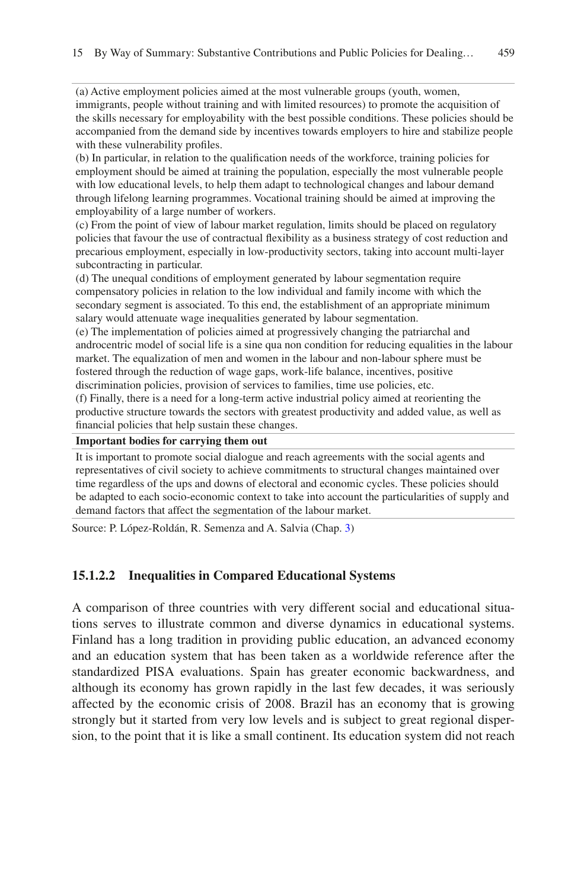(a) Active employment policies aimed at the most vulnerable groups (youth, women, immigrants, people without training and with limited resources) to promote the acquisition of the skills necessary for employability with the best possible conditions. These policies should be accompanied from the demand side by incentives towards employers to hire and stabilize people with these vulnerability profiles.

(b) In particular, in relation to the qualification needs of the workforce, training policies for employment should be aimed at training the population, especially the most vulnerable people with low educational levels, to help them adapt to technological changes and labour demand through lifelong learning programmes. Vocational training should be aimed at improving the employability of a large number of workers.

(c) From the point of view of labour market regulation, limits should be placed on regulatory policies that favour the use of contractual flexibility as a business strategy of cost reduction and precarious employment, especially in low-productivity sectors, taking into account multi-layer subcontracting in particular.

(d) The unequal conditions of employment generated by labour segmentation require compensatory policies in relation to the low individual and family income with which the secondary segment is associated. To this end, the establishment of an appropriate minimum salary would attenuate wage inequalities generated by labour segmentation.

(e) The implementation of policies aimed at progressively changing the patriarchal and androcentric model of social life is a sine qua non condition for reducing equalities in the labour market. The equalization of men and women in the labour and non-labour sphere must be fostered through the reduction of wage gaps, work-life balance, incentives, positive discrimination policies, provision of services to families, time use policies, etc.

(f) Finally, there is a need for a long-term active industrial policy aimed at reorienting the productive structure towards the sectors with greatest productivity and added value, as well as financial policies that help sustain these changes.

**Important bodies for carrying them out**

It is important to promote social dialogue and reach agreements with the social agents and representatives of civil society to achieve commitments to structural changes maintained over time regardless of the ups and downs of electoral and economic cycles. These policies should be adapted to each socio-economic context to take into account the particularities of supply and demand factors that affect the segmentation of the labour market.

Source: P. López-Roldán, R. Semenza and A. Salvia (Chap. 3)

#### 15.1.2.2 Inequalities in Compared Educational Systems

A comparison of three countries with very different social and educational situations serves to illustrate common and diverse dynamics in educational systems. Finland has a long tradition in providing public education, an advanced economy and an education system that has been taken as a worldwide reference after the standardized PISA evaluations. Spain has greater economic backwardness, and although its economy has grown rapidly in the last few decades, it was seriously affected by the economic crisis of 2008. Brazil has an economy that is growing strongly but it started from very low levels and is subject to great regional dispersion, to the point that it is like a small continent. Its education system did not reach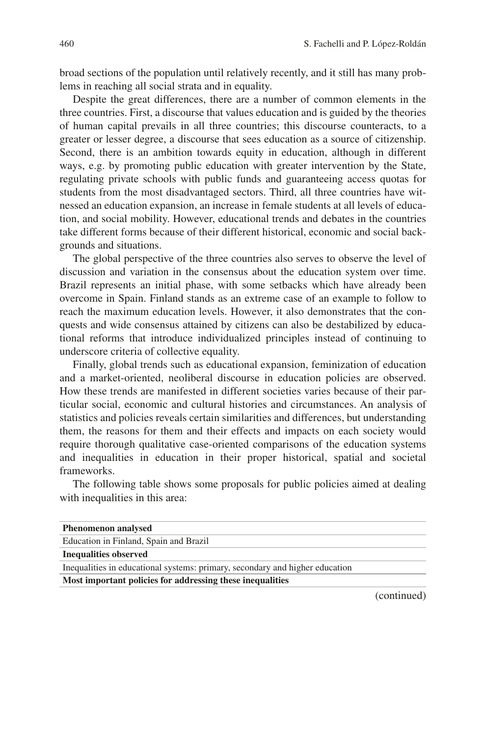broad sections of the population until relatively recently, and it still has many problems in reaching all social strata and in equality.

Despite the great differences, there are a number of common elements in the three countries. First, a discourse that values education and is guided by the theories of human capital prevails in all three countries; this discourse counteracts, to a greater or lesser degree, a discourse that sees education as a source of citizenship. Second, there is an ambition towards equity in education, although in different ways, e.g. by promoting public education with greater intervention by the State, regulating private schools with public funds and guaranteeing access quotas for students from the most disadvantaged sectors. Third, all three countries have witnessed an education expansion, an increase in female students at all levels of education, and social mobility. However, educational trends and debates in the countries take different forms because of their different historical, economic and social backgrounds and situations.

The global perspective of the three countries also serves to observe the level of discussion and variation in the consensus about the education system over time. Brazil represents an initial phase, with some setbacks which have already been overcome in Spain. Finland stands as an extreme case of an example to follow to reach the maximum education levels. However, it also demonstrates that the conquests and wide consensus attained by citizens can also be destabilized by educational reforms that introduce individualized principles instead of continuing to underscore criteria of collective equality.

Finally, global trends such as educational expansion, feminization of education and a market-oriented, neoliberal discourse in education policies are observed. How these trends are manifested in different societies varies because of their particular social, economic and cultural histories and circumstances. An analysis of statistics and policies reveals certain similarities and differences, but understanding them, the reasons for them and their effects and impacts on each society would require thorough qualitative case-oriented comparisons of the education systems and inequalities in education in their proper historical, spatial and societal frameworks.

The following table shows some proposals for public policies aimed at dealing with inequalities in this area:

| **Phenomenon analysed** |
|---|
| Education in Finland, Spain and Brazil |
| **Inequalities observed** |
| Inequalities in educational systems: primary, secondary and higher education |
| **Most important policies for addressing these inequalities** |

(continued)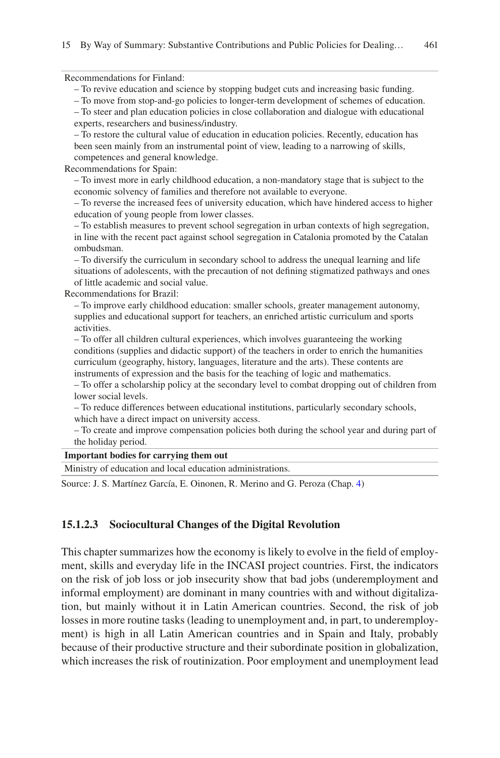Recommendations for Finland:

– To revive education and science by stopping budget cuts and increasing basic funding.

– To move from stop-and-go policies to longer-term development of schemes of education.

– To steer and plan education policies in close collaboration and dialogue with educational experts, researchers and business/industry.

– To restore the cultural value of education in education policies. Recently, education has been seen mainly from an instrumental point of view, leading to a narrowing of skills, competences and general knowledge.

Recommendations for Spain:

– To invest more in early childhood education, a non-mandatory stage that is subject to the economic solvency of families and therefore not available to everyone.

– To reverse the increased fees of university education, which have hindered access to higher education of young people from lower classes.

– To establish measures to prevent school segregation in urban contexts of high segregation, in line with the recent pact against school segregation in Catalonia promoted by the Catalan ombudsman.

– To diversify the curriculum in secondary school to address the unequal learning and life situations of adolescents, with the precaution of not defining stigmatized pathways and ones of little academic and social value.

Recommendations for Brazil:

– To improve early childhood education: smaller schools, greater management autonomy, supplies and educational support for teachers, an enriched artistic curriculum and sports activities.

– To offer all children cultural experiences, which involves guaranteeing the working conditions (supplies and didactic support) of the teachers in order to enrich the humanities curriculum (geography, history, languages, literature and the arts). These contents are instruments of expression and the basis for the teaching of logic and mathematics.

– To offer a scholarship policy at the secondary level to combat dropping out of children from lower social levels.

– To reduce differences between educational institutions, particularly secondary schools, which have a direct impact on university access.

– To create and improve compensation policies both during the school year and during part of the holiday period.

**Important bodies for carrying them out**

Ministry of education and local education administrations.

Source: J. S. Martínez García, E. Oinonen, R. Merino and G. Peroza (Chap. 4)

#### 15.1.2.3 Sociocultural Changes of the Digital Revolution

This chapter summarizes how the economy is likely to evolve in the field of employment, skills and everyday life in the INCASI project countries. First, the indicators on the risk of job loss or job insecurity show that bad jobs (underemployment and informal employment) are dominant in many countries with and without digitalization, but mainly without it in Latin American countries. Second, the risk of job losses in more routine tasks (leading to unemployment and, in part, to underemployment) is high in all Latin American countries and in Spain and Italy, probably because of their productive structure and their subordinate position in globalization, which increases the risk of routinization. Poor employment and unemployment lead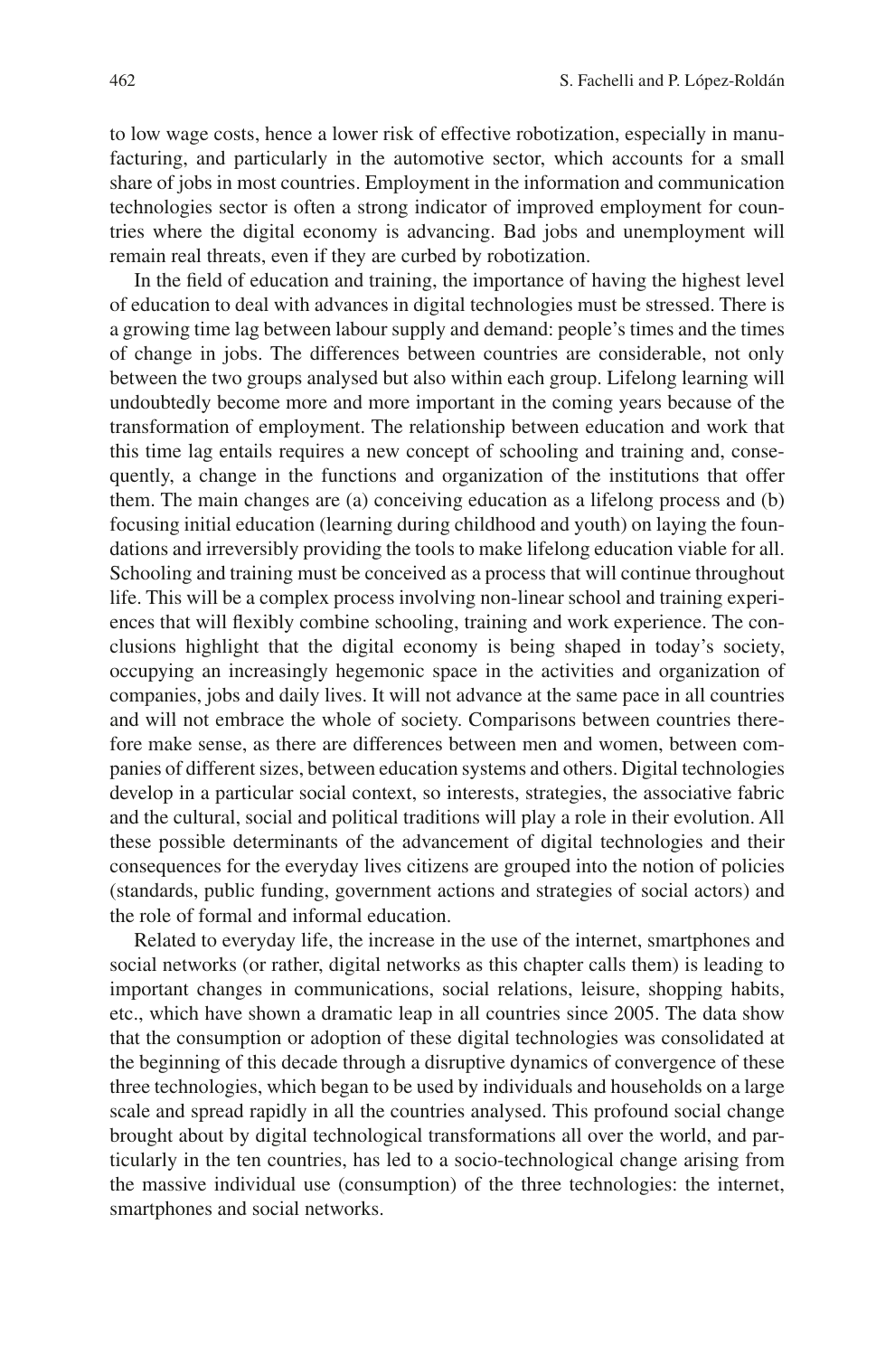to low wage costs, hence a lower risk of effective robotization, especially in manufacturing, and particularly in the automotive sector, which accounts for a small share of jobs in most countries. Employment in the information and communication technologies sector is often a strong indicator of improved employment for countries where the digital economy is advancing. Bad jobs and unemployment will remain real threats, even if they are curbed by robotization.

In the field of education and training, the importance of having the highest level of education to deal with advances in digital technologies must be stressed. There is a growing time lag between labour supply and demand: people's times and the times of change in jobs. The differences between countries are considerable, not only between the two groups analysed but also within each group. Lifelong learning will undoubtedly become more and more important in the coming years because of the transformation of employment. The relationship between education and work that this time lag entails requires a new concept of schooling and training and, consequently, a change in the functions and organization of the institutions that offer them. The main changes are (a) conceiving education as a lifelong process and (b) focusing initial education (learning during childhood and youth) on laying the foundations and irreversibly providing the tools to make lifelong education viable for all. Schooling and training must be conceived as a process that will continue throughout life. This will be a complex process involving non-linear school and training experiences that will flexibly combine schooling, training and work experience. The conclusions highlight that the digital economy is being shaped in today's society, occupying an increasingly hegemonic space in the activities and organization of companies, jobs and daily lives. It will not advance at the same pace in all countries and will not embrace the whole of society. Comparisons between countries therefore make sense, as there are differences between men and women, between companies of different sizes, between education systems and others. Digital technologies develop in a particular social context, so interests, strategies, the associative fabric and the cultural, social and political traditions will play a role in their evolution. All these possible determinants of the advancement of digital technologies and their consequences for the everyday lives citizens are grouped into the notion of policies (standards, public funding, government actions and strategies of social actors) and the role of formal and informal education.

Related to everyday life, the increase in the use of the internet, smartphones and social networks (or rather, digital networks as this chapter calls them) is leading to important changes in communications, social relations, leisure, shopping habits, etc., which have shown a dramatic leap in all countries since 2005. The data show that the consumption or adoption of these digital technologies was consolidated at the beginning of this decade through a disruptive dynamics of convergence of these three technologies, which began to be used by individuals and households on a large scale and spread rapidly in all the countries analysed. This profound social change brought about by digital technological transformations all over the world, and particularly in the ten countries, has led to a socio-technological change arising from the massive individual use (consumption) of the three technologies: the internet, smartphones and social networks.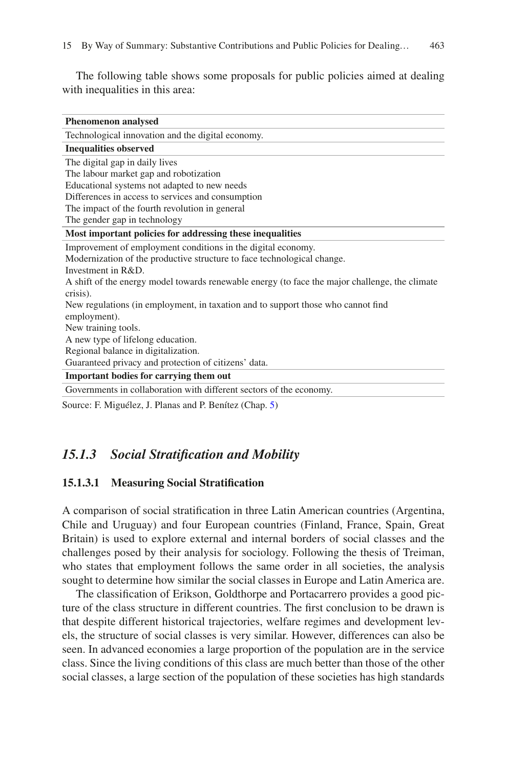The following table shows some proposals for public policies aimed at dealing with inequalities in this area:

| **Phenomenon analysed** |
|---|
| Technological innovation and the digital economy. |
| **Inequalities observed** |
| The digital gap in daily lives<br>The labour market gap and robotization<br>Educational systems not adapted to new needs<br>Differences in access to services and consumption<br>The impact of the fourth revolution in general<br>The gender gap in technology |
| **Most important policies for addressing these inequalities** |
| Improvement of employment conditions in the digital economy.<br>Modernization of the productive structure to face technological change.<br>Investment in R&D.<br>A shift of the energy model towards renewable energy (to face the major challenge, the climate crisis).<br>New regulations (in employment, in taxation and to support those who cannot find employment).<br>New training tools.<br>A new type of lifelong education.<br>Regional balance in digitalization.<br>Guaranteed privacy and protection of citizens' data. |
| **Important bodies for carrying them out** |
| Governments in collaboration with different sectors of the economy. |

Source: F. Miguélez, J. Planas and P. Benítez (Chap. 5)

### *15.1.3 Social Stratification and Mobility*

#### 15.1.3.1 Measuring Social Stratification

A comparison of social stratification in three Latin American countries (Argentina, Chile and Uruguay) and four European countries (Finland, France, Spain, Great Britain) is used to explore external and internal borders of social classes and the challenges posed by their analysis for sociology. Following the thesis of Treiman, who states that employment follows the same order in all societies, the analysis sought to determine how similar the social classes in Europe and Latin America are.

The classification of Erikson, Goldthorpe and Portacarrero provides a good picture of the class structure in different countries. The first conclusion to be drawn is that despite different historical trajectories, welfare regimes and development levels, the structure of social classes is very similar. However, differences can also be seen. In advanced economies a large proportion of the population are in the service class. Since the living conditions of this class are much better than those of the other social classes, a large section of the population of these societies has high standards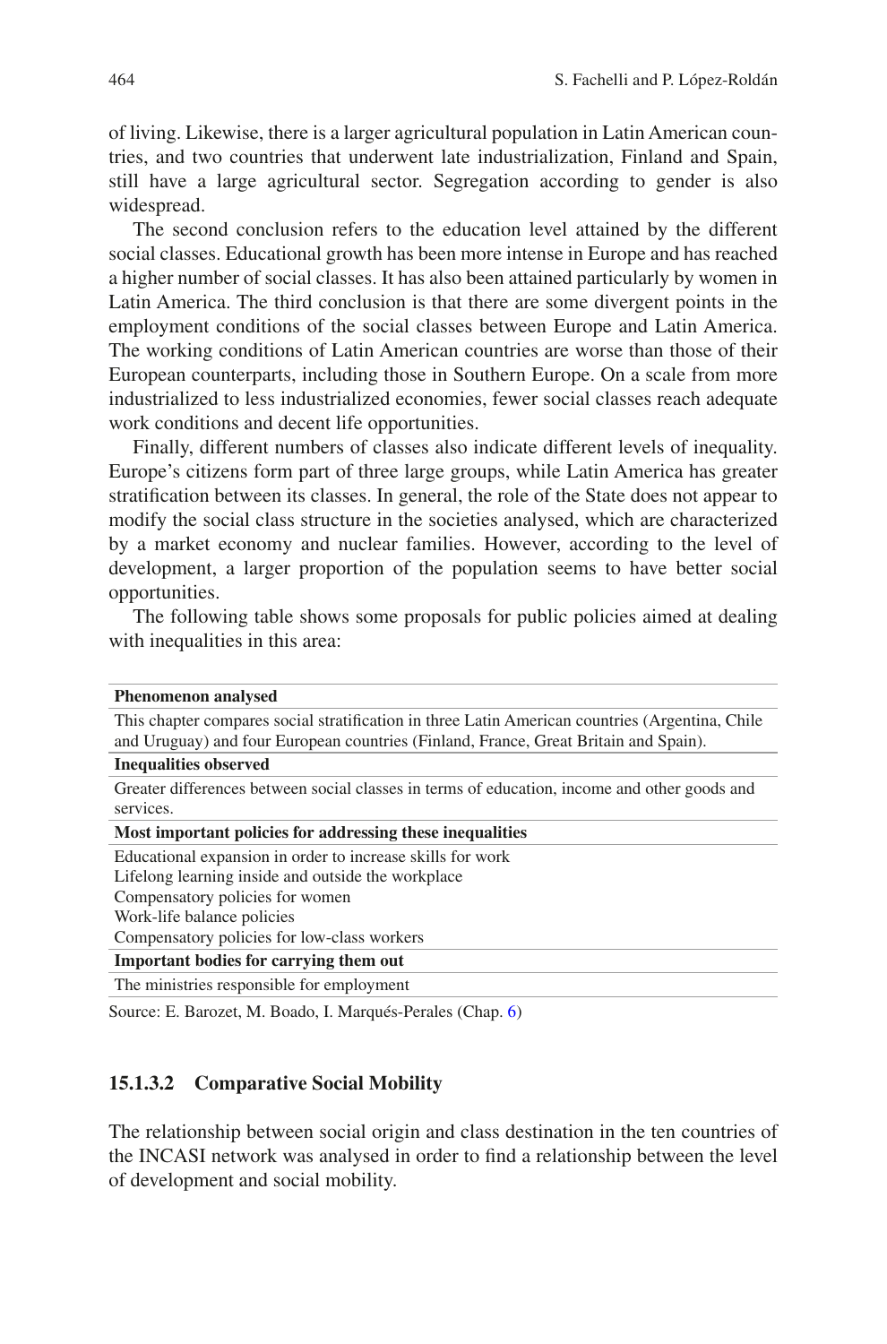of living. Likewise, there is a larger agricultural population in Latin American countries, and two countries that underwent late industrialization, Finland and Spain, still have a large agricultural sector. Segregation according to gender is also widespread.

The second conclusion refers to the education level attained by the different social classes. Educational growth has been more intense in Europe and has reached a higher number of social classes. It has also been attained particularly by women in Latin America. The third conclusion is that there are some divergent points in the employment conditions of the social classes between Europe and Latin America. The working conditions of Latin American countries are worse than those of their European counterparts, including those in Southern Europe. On a scale from more industrialized to less industrialized economies, fewer social classes reach adequate work conditions and decent life opportunities.

Finally, different numbers of classes also indicate different levels of inequality. Europe's citizens form part of three large groups, while Latin America has greater stratification between its classes. In general, the role of the State does not appear to modify the social class structure in the societies analysed, which are characterized by a market economy and nuclear families. However, according to the level of development, a larger proportion of the population seems to have better social opportunities.

The following table shows some proposals for public policies aimed at dealing with inequalities in this area:

| |
|---|
| **Phenomenon analysed** |
| This chapter compares social stratification in three Latin American countries (Argentina, Chile and Uruguay) and four European countries (Finland, France, Great Britain and Spain). |
| **Inequalities observed** |
| Greater differences between social classes in terms of education, income and other goods and services. |
| **Most important policies for addressing these inequalities** |
| Educational expansion in order to increase skills for work<br>Lifelong learning inside and outside the workplace<br>Compensatory policies for women<br>Work-life balance policies<br>Compensatory policies for low-class workers |
| **Important bodies for carrying them out** |
| The ministries responsible for employment |

Source: E. Barozet, M. Boado, I. Marqués-Perales (Chap. 6)

#### 15.1.3.2 Comparative Social Mobility

The relationship between social origin and class destination in the ten countries of the INCASI network was analysed in order to find a relationship between the level of development and social mobility.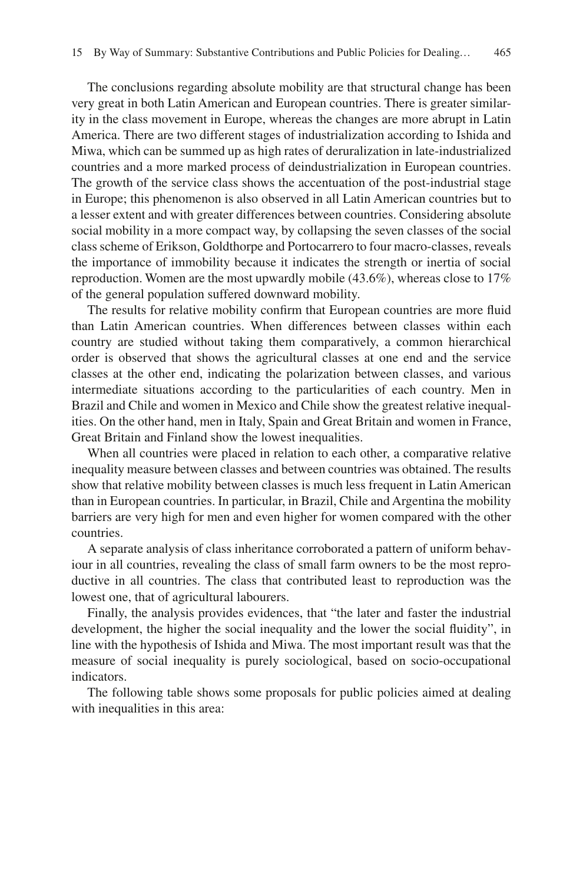The conclusions regarding absolute mobility are that structural change has been very great in both Latin American and European countries. There is greater similarity in the class movement in Europe, whereas the changes are more abrupt in Latin America. There are two different stages of industrialization according to Ishida and Miwa, which can be summed up as high rates of deruralization in late-industrialized countries and a more marked process of deindustrialization in European countries. The growth of the service class shows the accentuation of the post-industrial stage in Europe; this phenomenon is also observed in all Latin American countries but to a lesser extent and with greater differences between countries. Considering absolute social mobility in a more compact way, by collapsing the seven classes of the social class scheme of Erikson, Goldthorpe and Portocarrero to four macro-classes, reveals the importance of immobility because it indicates the strength or inertia of social reproduction. Women are the most upwardly mobile (43.6%), whereas close to 17% of the general population suffered downward mobility.

The results for relative mobility confirm that European countries are more fluid than Latin American countries. When differences between classes within each country are studied without taking them comparatively, a common hierarchical order is observed that shows the agricultural classes at one end and the service classes at the other end, indicating the polarization between classes, and various intermediate situations according to the particularities of each country. Men in Brazil and Chile and women in Mexico and Chile show the greatest relative inequalities. On the other hand, men in Italy, Spain and Great Britain and women in France, Great Britain and Finland show the lowest inequalities.

When all countries were placed in relation to each other, a comparative relative inequality measure between classes and between countries was obtained. The results show that relative mobility between classes is much less frequent in Latin American than in European countries. In particular, in Brazil, Chile and Argentina the mobility barriers are very high for men and even higher for women compared with the other countries.

A separate analysis of class inheritance corroborated a pattern of uniform behaviour in all countries, revealing the class of small farm owners to be the most reproductive in all countries. The class that contributed least to reproduction was the lowest one, that of agricultural labourers.

Finally, the analysis provides evidences, that "the later and faster the industrial development, the higher the social inequality and the lower the social fluidity", in line with the hypothesis of Ishida and Miwa. The most important result was that the measure of social inequality is purely sociological, based on socio-occupational indicators.

The following table shows some proposals for public policies aimed at dealing with inequalities in this area: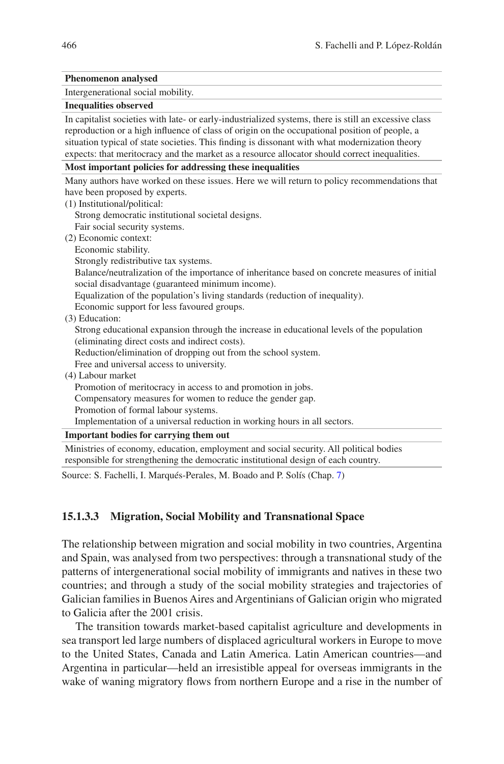| Phenomenon analysed |
|---|
| Intergenerational social mobility. |
| **Inequalities observed** |
| In capitalist societies with late- or early-industrialized systems, there is still an excessive class reproduction or a high influence of class of origin on the occupational position of people, a situation typical of state societies. This finding is dissonant with what modernization theory expects: that meritocracy and the market as a resource allocator should correct inequalities. |
| **Most important policies for addressing these inequalities** |
| Many authors have worked on these issues. Here we will return to policy recommendations that have been proposed by experts.<br>(1) Institutional/political:<br>Strong democratic institutional societal designs.<br>Fair social security systems.<br>(2) Economic context:<br>Economic stability.<br>Strongly redistributive tax systems.<br>Balance/neutralization of the importance of inheritance based on concrete measures of initial social disadvantage (guaranteed minimum income).<br>Equalization of the population's living standards (reduction of inequality).<br>Economic support for less favoured groups.<br>(3) Education:<br>Strong educational expansion through the increase in educational levels of the population (eliminating direct costs and indirect costs).<br>Reduction/elimination of dropping out from the school system.<br>Free and universal access to university.<br>(4) Labour market<br>Promotion of meritocracy in access to and promotion in jobs.<br>Compensatory measures for women to reduce the gender gap.<br>Promotion of formal labour systems.<br>Implementation of a universal reduction in working hours in all sectors. |
| **Important bodies for carrying them out** |
| Ministries of economy, education, employment and social security. All political bodies responsible for strengthening the democratic institutional design of each country. |

Source: S. Fachelli, I. Marqués-Perales, M. Boado and P. Solís (Chap. 7)

#### 15.1.3.3 Migration, Social Mobility and Transnational Space

The relationship between migration and social mobility in two countries, Argentina and Spain, was analysed from two perspectives: through a transnational study of the patterns of intergenerational social mobility of immigrants and natives in these two countries; and through a study of the social mobility strategies and trajectories of Galician families in Buenos Aires and Argentinians of Galician origin who migrated to Galicia after the 2001 crisis.

The transition towards market-based capitalist agriculture and developments in sea transport led large numbers of displaced agricultural workers in Europe to move to the United States, Canada and Latin America. Latin American countries—and Argentina in particular—held an irresistible appeal for overseas immigrants in the wake of waning migratory flows from northern Europe and a rise in the number of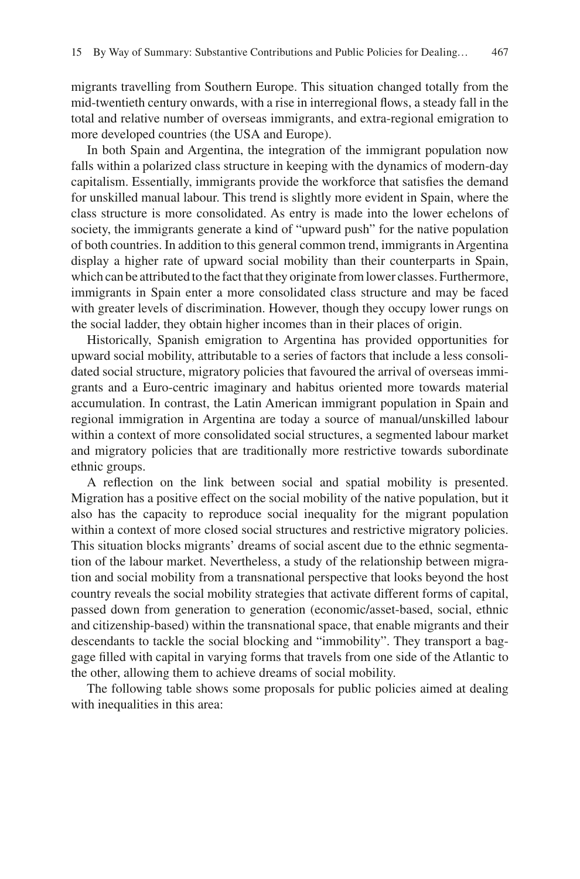migrants travelling from Southern Europe. This situation changed totally from the mid-twentieth century onwards, with a rise in interregional flows, a steady fall in the total and relative number of overseas immigrants, and extra-regional emigration to more developed countries (the USA and Europe).

In both Spain and Argentina, the integration of the immigrant population now falls within a polarized class structure in keeping with the dynamics of modern-day capitalism. Essentially, immigrants provide the workforce that satisfies the demand for unskilled manual labour. This trend is slightly more evident in Spain, where the class structure is more consolidated. As entry is made into the lower echelons of society, the immigrants generate a kind of "upward push" for the native population of both countries. In addition to this general common trend, immigrants in Argentina display a higher rate of upward social mobility than their counterparts in Spain, which can be attributed to the fact that they originate from lower classes. Furthermore, immigrants in Spain enter a more consolidated class structure and may be faced with greater levels of discrimination. However, though they occupy lower rungs on the social ladder, they obtain higher incomes than in their places of origin.

Historically, Spanish emigration to Argentina has provided opportunities for upward social mobility, attributable to a series of factors that include a less consolidated social structure, migratory policies that favoured the arrival of overseas immigrants and a Euro-centric imaginary and habitus oriented more towards material accumulation. In contrast, the Latin American immigrant population in Spain and regional immigration in Argentina are today a source of manual/unskilled labour within a context of more consolidated social structures, a segmented labour market and migratory policies that are traditionally more restrictive towards subordinate ethnic groups.

A reflection on the link between social and spatial mobility is presented. Migration has a positive effect on the social mobility of the native population, but it also has the capacity to reproduce social inequality for the migrant population within a context of more closed social structures and restrictive migratory policies. This situation blocks migrants' dreams of social ascent due to the ethnic segmentation of the labour market. Nevertheless, a study of the relationship between migration and social mobility from a transnational perspective that looks beyond the host country reveals the social mobility strategies that activate different forms of capital, passed down from generation to generation (economic/asset-based, social, ethnic and citizenship-based) within the transnational space, that enable migrants and their descendants to tackle the social blocking and "immobility". They transport a baggage filled with capital in varying forms that travels from one side of the Atlantic to the other, allowing them to achieve dreams of social mobility.

The following table shows some proposals for public policies aimed at dealing with inequalities in this area: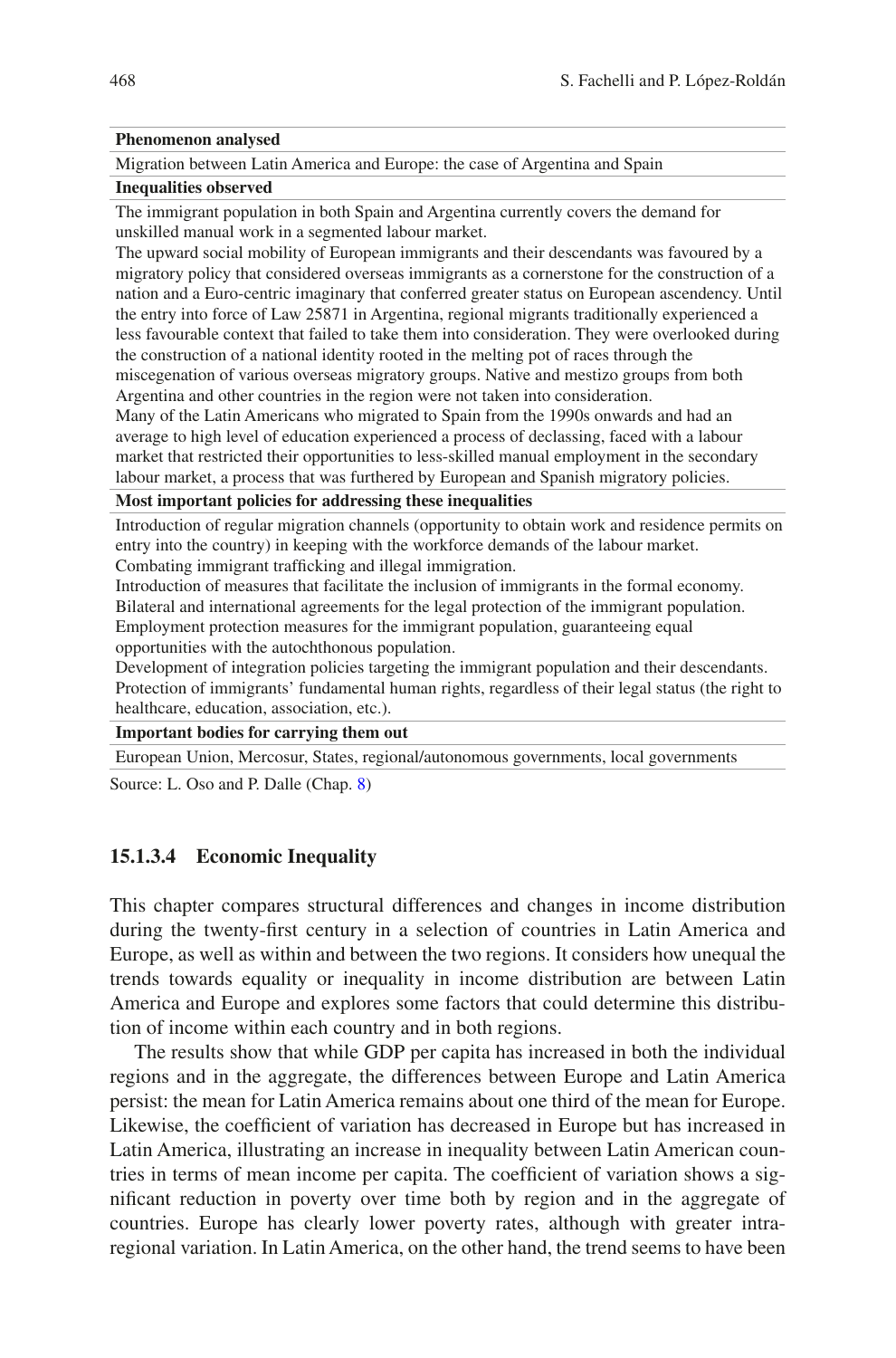| Phenomenon analysed |
|---|
| Migration between Latin America and Europe: the case of Argentina and Spain |
| **Inequalities observed** |
| The immigrant population in both Spain and Argentina currently covers the demand for unskilled manual work in a segmented labour market.<br>The upward social mobility of European immigrants and their descendants was favoured by a migratory policy that considered overseas immigrants as a cornerstone for the construction of a nation and a Euro-centric imaginary that conferred greater status on European ascendency. Until the entry into force of Law 25871 in Argentina, regional migrants traditionally experienced a less favourable context that failed to take them into consideration. They were overlooked during the construction of a national identity rooted in the melting pot of races through the miscegenation of various overseas migratory groups. Native and mestizo groups from both Argentina and other countries in the region were not taken into consideration.<br>Many of the Latin Americans who migrated to Spain from the 1990s onwards and had an average to high level of education experienced a process of declassing, faced with a labour market that restricted their opportunities to less-skilled manual employment in the secondary labour market, a process that was furthered by European and Spanish migratory policies. |
| **Most important policies for addressing these inequalities** |
| Introduction of regular migration channels (opportunity to obtain work and residence permits on entry into the country) in keeping with the workforce demands of the labour market.<br>Combating immigrant trafficking and illegal immigration.<br>Introduction of measures that facilitate the inclusion of immigrants in the formal economy.<br>Bilateral and international agreements for the legal protection of the immigrant population.<br>Employment protection measures for the immigrant population, guaranteeing equal opportunities with the autochthonous population.<br>Development of integration policies targeting the immigrant population and their descendants.<br>Protection of immigrants' fundamental human rights, regardless of their legal status (the right to healthcare, education, association, etc.). |
| **Important bodies for carrying them out** |
| European Union, Mercosur, States, regional/autonomous governments, local governments |

Source: L. Oso and P. Dalle (Chap. 8)

#### 15.1.3.4 Economic Inequality

This chapter compares structural differences and changes in income distribution during the twenty-first century in a selection of countries in Latin America and Europe, as well as within and between the two regions. It considers how unequal the trends towards equality or inequality in income distribution are between Latin America and Europe and explores some factors that could determine this distribution of income within each country and in both regions.

The results show that while GDP per capita has increased in both the individual regions and in the aggregate, the differences between Europe and Latin America persist: the mean for Latin America remains about one third of the mean for Europe. Likewise, the coefficient of variation has decreased in Europe but has increased in Latin America, illustrating an increase in inequality between Latin American countries in terms of mean income per capita. The coefficient of variation shows a significant reduction in poverty over time both by region and in the aggregate of countries. Europe has clearly lower poverty rates, although with greater intra-regional variation. In Latin America, on the other hand, the trend seems to have been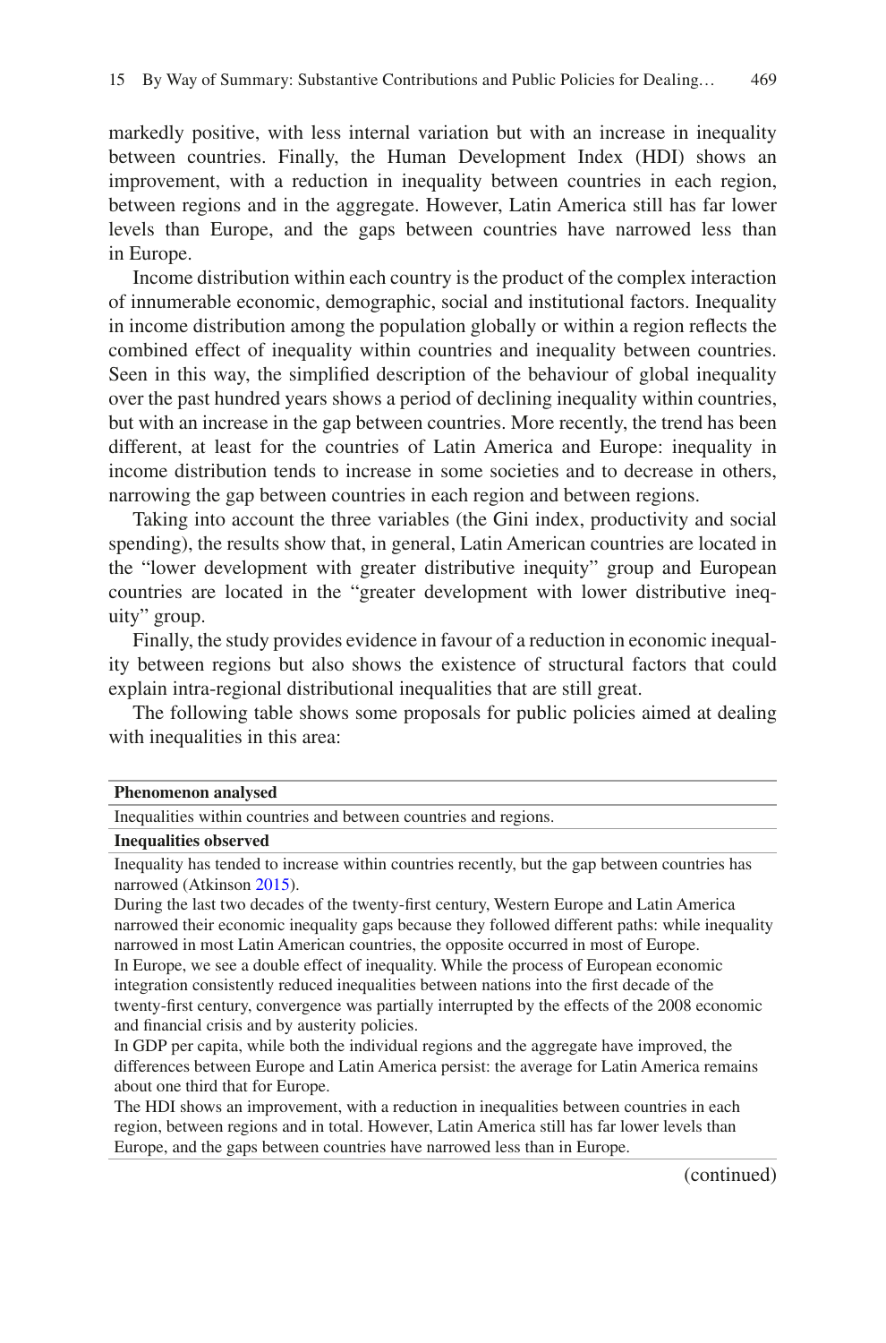markedly positive, with less internal variation but with an increase in inequality between countries. Finally, the Human Development Index (HDI) shows an improvement, with a reduction in inequality between countries in each region, between regions and in the aggregate. However, Latin America still has far lower levels than Europe, and the gaps between countries have narrowed less than in Europe.

Income distribution within each country is the product of the complex interaction of innumerable economic, demographic, social and institutional factors. Inequality in income distribution among the population globally or within a region reflects the combined effect of inequality within countries and inequality between countries. Seen in this way, the simplified description of the behaviour of global inequality over the past hundred years shows a period of declining inequality within countries, but with an increase in the gap between countries. More recently, the trend has been different, at least for the countries of Latin America and Europe: inequality in income distribution tends to increase in some societies and to decrease in others, narrowing the gap between countries in each region and between regions.

Taking into account the three variables (the Gini index, productivity and social spending), the results show that, in general, Latin American countries are located in the "lower development with greater distributive inequity" group and European countries are located in the "greater development with lower distributive inequity" group.

Finally, the study provides evidence in favour of a reduction in economic inequality between regions but also shows the existence of structural factors that could explain intra-regional distributional inequalities that are still great.

The following table shows some proposals for public policies aimed at dealing with inequalities in this area:

| **Phenomenon analysed** |
|---|
| Inequalities within countries and between countries and regions. |
| **Inequalities observed** |
| Inequality has tended to increase within countries recently, but the gap between countries has narrowed (Atkinson 2015).<br>During the last two decades of the twenty-first century, Western Europe and Latin America narrowed their economic inequality gaps because they followed different paths: while inequality narrowed in most Latin American countries, the opposite occurred in most of Europe.<br>In Europe, we see a double effect of inequality. While the process of European economic integration consistently reduced inequalities between nations into the first decade of the twenty-first century, convergence was partially interrupted by the effects of the 2008 economic and financial crisis and by austerity policies.<br>In GDP per capita, while both the individual regions and the aggregate have improved, the differences between Europe and Latin America persist: the average for Latin America remains about one third that for Europe.<br>The HDI shows an improvement, with a reduction in inequalities between countries in each region, between regions and in total. However, Latin America still has far lower levels than Europe, and the gaps between countries have narrowed less than in Europe. |

(continued)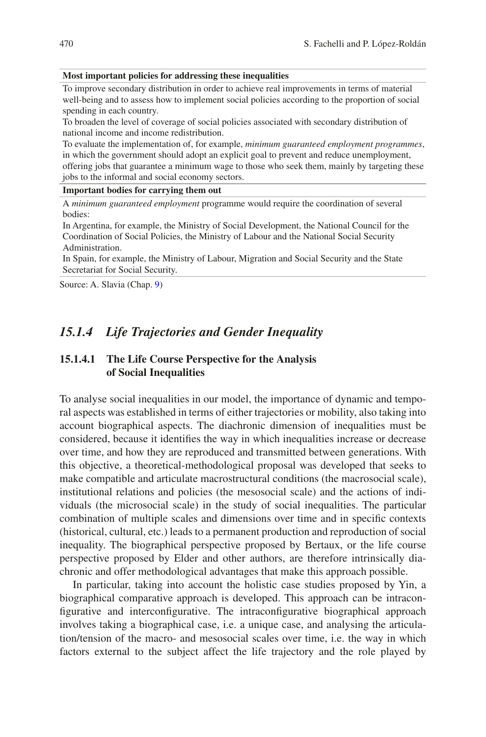| Most important policies for addressing these inequalities |
|---|
| To improve secondary distribution in order to achieve real improvements in terms of material well-being and to assess how to implement social policies according to the proportion of social spending in each country.<br>To broaden the level of coverage of social policies associated with secondary distribution of national income and income redistribution.<br>To evaluate the implementation of, for example, *minimum guaranteed employment programmes*, in which the government should adopt an explicit goal to prevent and reduce unemployment, offering jobs that guarantee a minimum wage to those who seek them, mainly by targeting these jobs to the informal and social economy sectors. |
| **Important bodies for carrying them out** |
| A *minimum guaranteed employment* programme would require the coordination of several bodies:<br>In Argentina, for example, the Ministry of Social Development, the National Council for the Coordination of Social Policies, the Ministry of Labour and the National Social Security Administration.<br>In Spain, for example, the Ministry of Labour, Migration and Social Security and the State Secretariat for Social Security. |

Source: A. Slavia (Chap. 9)

### *15.1.4 Life Trajectories and Gender Inequality*

#### 15.1.4.1 The Life Course Perspective for the Analysis of Social Inequalities

To analyse social inequalities in our model, the importance of dynamic and temporal aspects was established in terms of either trajectories or mobility, also taking into account biographical aspects. The diachronic dimension of inequalities must be considered, because it identifies the way in which inequalities increase or decrease over time, and how they are reproduced and transmitted between generations. With this objective, a theoretical-methodological proposal was developed that seeks to make compatible and articulate macrostructural conditions (the macrosocial scale), institutional relations and policies (the mesosocial scale) and the actions of individuals (the microsocial scale) in the study of social inequalities. The particular combination of multiple scales and dimensions over time and in specific contexts (historical, cultural, etc.) leads to a permanent production and reproduction of social inequality. The biographical perspective proposed by Bertaux, or the life course perspective proposed by Elder and other authors, are therefore intrinsically diachronic and offer methodological advantages that make this approach possible.

In particular, taking into account the holistic case studies proposed by Yin, a biographical comparative approach is developed. This approach can be intraconfigurative and interconfigurative. The intraconfigurative biographical approach involves taking a biographical case, i.e. a unique case, and analysing the articulation/tension of the macro- and mesosocial scales over time, i.e. the way in which factors external to the subject affect the life trajectory and the role played by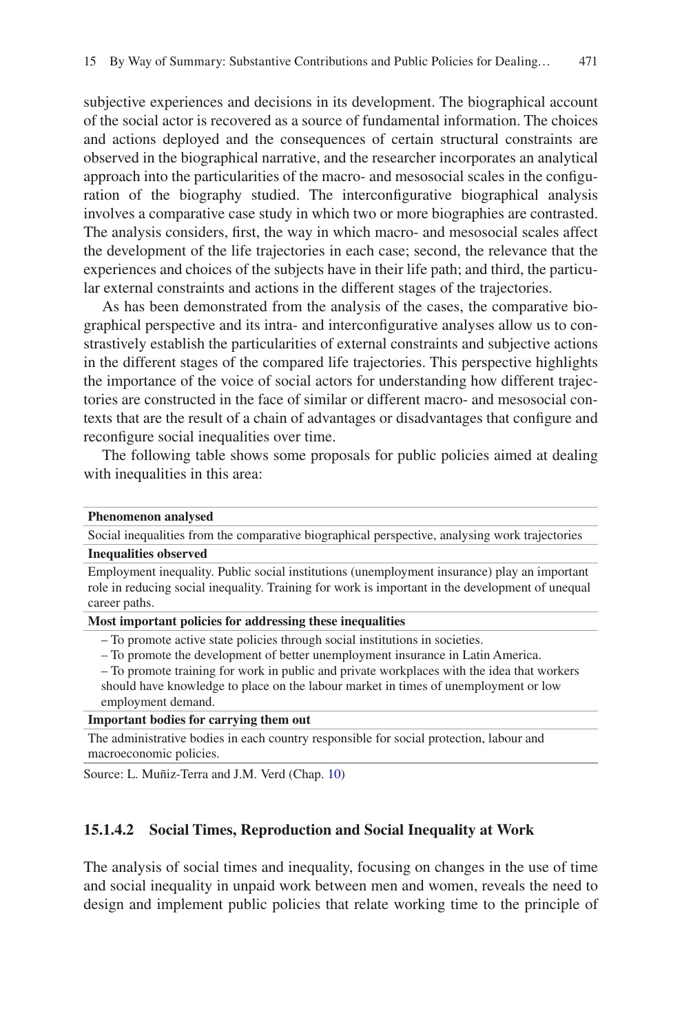subjective experiences and decisions in its development. The biographical account of the social actor is recovered as a source of fundamental information. The choices and actions deployed and the consequences of certain structural constraints are observed in the biographical narrative, and the researcher incorporates an analytical approach into the particularities of the macro- and mesosocial scales in the configuration of the biography studied. The interconfigurative biographical analysis involves a comparative case study in which two or more biographies are contrasted. The analysis considers, first, the way in which macro- and mesosocial scales affect the development of the life trajectories in each case; second, the relevance that the experiences and choices of the subjects have in their life path; and third, the particular external constraints and actions in the different stages of the trajectories.

As has been demonstrated from the analysis of the cases, the comparative biographical perspective and its intra- and interconfigurative analyses allow us to constrastively establish the particularities of external constraints and subjective actions in the different stages of the compared life trajectories. This perspective highlights the importance of the voice of social actors for understanding how different trajectories are constructed in the face of similar or different macro- and mesosocial contexts that are the result of a chain of advantages or disadvantages that configure and reconfigure social inequalities over time.

The following table shows some proposals for public policies aimed at dealing with inequalities in this area:

| |
|---|
| **Phenomenon analysed** |
| Social inequalities from the comparative biographical perspective, analysing work trajectories |
| **Inequalities observed** |
| Employment inequality. Public social institutions (unemployment insurance) play an important role in reducing social inequality. Training for work is important in the development of unequal career paths. |
| **Most important policies for addressing these inequalities** |
| – To promote active state policies through social institutions in societies.<br>– To promote the development of better unemployment insurance in Latin America.<br>– To promote training for work in public and private workplaces with the idea that workers should have knowledge to place on the labour market in times of unemployment or low employment demand. |
| **Important bodies for carrying them out** |
| The administrative bodies in each country responsible for social protection, labour and macroeconomic policies. |

Source: L. Muñiz-Terra and J.M. Verd (Chap. 10)

#### 15.1.4.2 Social Times, Reproduction and Social Inequality at Work

The analysis of social times and inequality, focusing on changes in the use of time and social inequality in unpaid work between men and women, reveals the need to design and implement public policies that relate working time to the principle of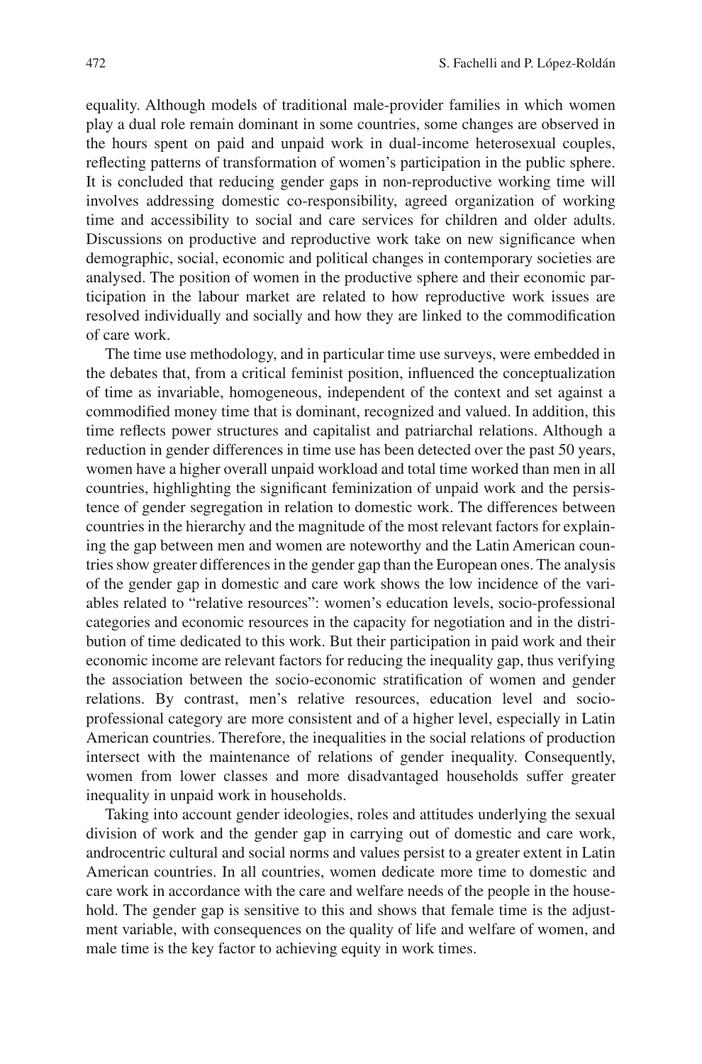equality. Although models of traditional male-provider families in which women play a dual role remain dominant in some countries, some changes are observed in the hours spent on paid and unpaid work in dual-income heterosexual couples, reflecting patterns of transformation of women's participation in the public sphere. It is concluded that reducing gender gaps in non-reproductive working time will involves addressing domestic co-responsibility, agreed organization of working time and accessibility to social and care services for children and older adults. Discussions on productive and reproductive work take on new significance when demographic, social, economic and political changes in contemporary societies are analysed. The position of women in the productive sphere and their economic participation in the labour market are related to how reproductive work issues are resolved individually and socially and how they are linked to the commodification of care work.

The time use methodology, and in particular time use surveys, were embedded in the debates that, from a critical feminist position, influenced the conceptualization of time as invariable, homogeneous, independent of the context and set against a commodified money time that is dominant, recognized and valued. In addition, this time reflects power structures and capitalist and patriarchal relations. Although a reduction in gender differences in time use has been detected over the past 50 years, women have a higher overall unpaid workload and total time worked than men in all countries, highlighting the significant feminization of unpaid work and the persistence of gender segregation in relation to domestic work. The differences between countries in the hierarchy and the magnitude of the most relevant factors for explaining the gap between men and women are noteworthy and the Latin American countries show greater differences in the gender gap than the European ones. The analysis of the gender gap in domestic and care work shows the low incidence of the variables related to "relative resources": women's education levels, socio-professional categories and economic resources in the capacity for negotiation and in the distribution of time dedicated to this work. But their participation in paid work and their economic income are relevant factors for reducing the inequality gap, thus verifying the association between the socio-economic stratification of women and gender relations. By contrast, men's relative resources, education level and socio-professional category are more consistent and of a higher level, especially in Latin American countries. Therefore, the inequalities in the social relations of production intersect with the maintenance of relations of gender inequality. Consequently, women from lower classes and more disadvantaged households suffer greater inequality in unpaid work in households.

Taking into account gender ideologies, roles and attitudes underlying the sexual division of work and the gender gap in carrying out of domestic and care work, androcentric cultural and social norms and values persist to a greater extent in Latin American countries. In all countries, women dedicate more time to domestic and care work in accordance with the care and welfare needs of the people in the household. The gender gap is sensitive to this and shows that female time is the adjustment variable, with consequences on the quality of life and welfare of women, and male time is the key factor to achieving equity in work times.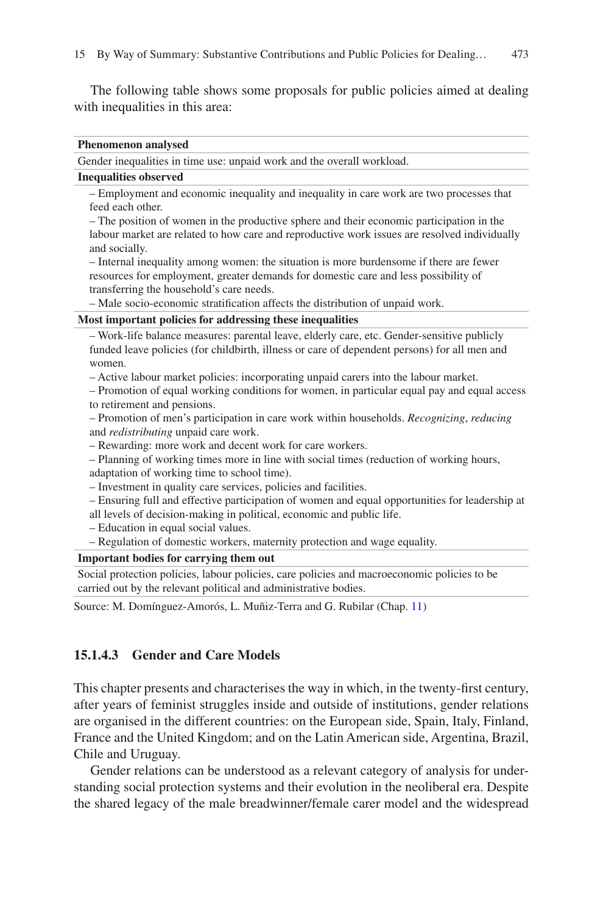The following table shows some proposals for public policies aimed at dealing with inequalities in this area:

| **Phenomenon analysed** |
|---|
| Gender inequalities in time use: unpaid work and the overall workload. |
| **Inequalities observed** |
| – Employment and economic inequality and inequality in care work are two processes that feed each other.<br>– The position of women in the productive sphere and their economic participation in the labour market are related to how care and reproductive work issues are resolved individually and socially.<br>– Internal inequality among women: the situation is more burdensome if there are fewer resources for employment, greater demands for domestic care and less possibility of transferring the household's care needs.<br>– Male socio-economic stratification affects the distribution of unpaid work. |
| **Most important policies for addressing these inequalities** |
| – Work-life balance measures: parental leave, elderly care, etc. Gender-sensitive publicly funded leave policies (for childbirth, illness or care of dependent persons) for all men and women.<br>– Active labour market policies: incorporating unpaid carers into the labour market.<br>– Promotion of equal working conditions for women, in particular equal pay and equal access to retirement and pensions.<br>– Promotion of men's participation in care work within households. *Recognizing*, *reducing* and *redistributing* unpaid care work.<br>– Rewarding: more work and decent work for care workers.<br>– Planning of working times more in line with social times (reduction of working hours, adaptation of working time to school time).<br>– Investment in quality care services, policies and facilities.<br>– Ensuring full and effective participation of women and equal opportunities for leadership at all levels of decision-making in political, economic and public life.<br>– Education in equal social values.<br>– Regulation of domestic workers, maternity protection and wage equality. |
| **Important bodies for carrying them out** |
| Social protection policies, labour policies, care policies and macroeconomic policies to be carried out by the relevant political and administrative bodies. |

Source: M. Domínguez-Amorós, L. Muñiz-Terra and G. Rubilar (Chap. 11)

#### 15.1.4.3 Gender and Care Models

This chapter presents and characterises the way in which, in the twenty-first century, after years of feminist struggles inside and outside of institutions, gender relations are organised in the different countries: on the European side, Spain, Italy, Finland, France and the United Kingdom; and on the Latin American side, Argentina, Brazil, Chile and Uruguay.

Gender relations can be understood as a relevant category of analysis for understanding social protection systems and their evolution in the neoliberal era. Despite the shared legacy of the male breadwinner/female carer model and the widespread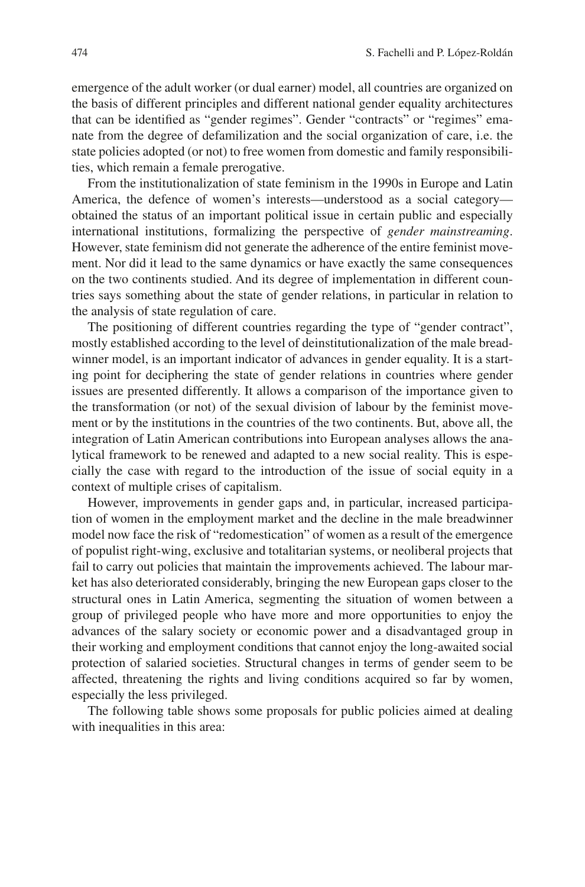emergence of the adult worker (or dual earner) model, all countries are organized on the basis of different principles and different national gender equality architectures that can be identified as "gender regimes". Gender "contracts" or "regimes" emanate from the degree of defamilization and the social organization of care, i.e. the state policies adopted (or not) to free women from domestic and family responsibilities, which remain a female prerogative.

From the institutionalization of state feminism in the 1990s in Europe and Latin America, the defence of women's interests—understood as a social category—obtained the status of an important political issue in certain public and especially international institutions, formalizing the perspective of *gender mainstreaming*. However, state feminism did not generate the adherence of the entire feminist movement. Nor did it lead to the same dynamics or have exactly the same consequences on the two continents studied. And its degree of implementation in different countries says something about the state of gender relations, in particular in relation to the analysis of state regulation of care.

The positioning of different countries regarding the type of "gender contract", mostly established according to the level of deinstitutionalization of the male breadwinner model, is an important indicator of advances in gender equality. It is a starting point for deciphering the state of gender relations in countries where gender issues are presented differently. It allows a comparison of the importance given to the transformation (or not) of the sexual division of labour by the feminist movement or by the institutions in the countries of the two continents. But, above all, the integration of Latin American contributions into European analyses allows the analytical framework to be renewed and adapted to a new social reality. This is especially the case with regard to the introduction of the issue of social equity in a context of multiple crises of capitalism.

However, improvements in gender gaps and, in particular, increased participation of women in the employment market and the decline in the male breadwinner model now face the risk of "redomestication" of women as a result of the emergence of populist right-wing, exclusive and totalitarian systems, or neoliberal projects that fail to carry out policies that maintain the improvements achieved. The labour market has also deteriorated considerably, bringing the new European gaps closer to the structural ones in Latin America, segmenting the situation of women between a group of privileged people who have more and more opportunities to enjoy the advances of the salary society or economic power and a disadvantaged group in their working and employment conditions that cannot enjoy the long-awaited social protection of salaried societies. Structural changes in terms of gender seem to be affected, threatening the rights and living conditions acquired so far by women, especially the less privileged.

The following table shows some proposals for public policies aimed at dealing with inequalities in this area: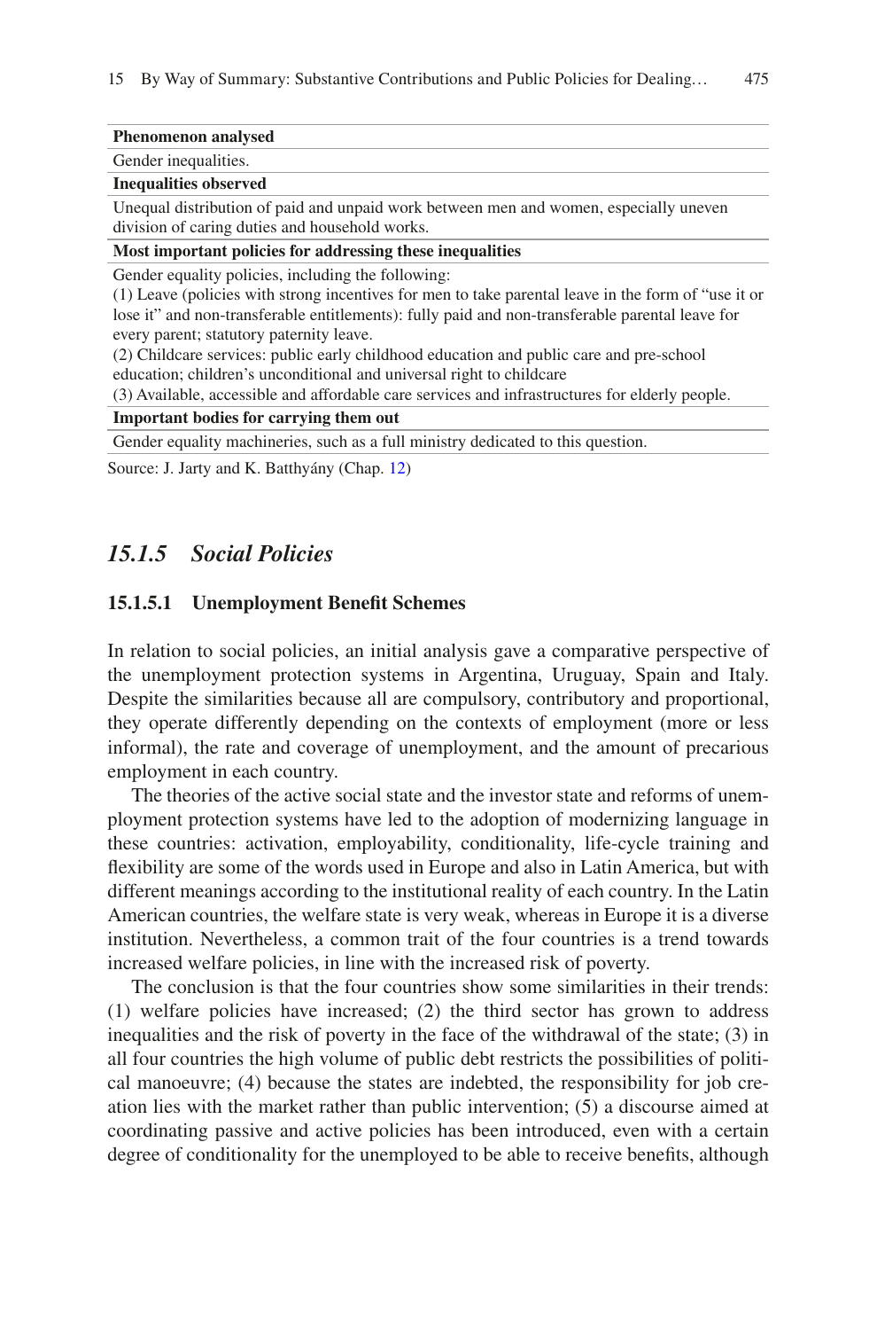| |
|---|
| **Phenomenon analysed** |
| Gender inequalities. |
| **Inequalities observed** |
| Unequal distribution of paid and unpaid work between men and women, especially uneven division of caring duties and household works. |
| **Most important policies for addressing these inequalities** |
| Gender equality policies, including the following:<br>(1) Leave (policies with strong incentives for men to take parental leave in the form of "use it or lose it" and non-transferable entitlements): fully paid and non-transferable parental leave for every parent; statutory paternity leave.<br>(2) Childcare services: public early childhood education and public care and pre-school education; children's unconditional and universal right to childcare<br>(3) Available, accessible and affordable care services and infrastructures for elderly people. |
| **Important bodies for carrying them out** |
| Gender equality machineries, such as a full ministry dedicated to this question. |

Source: J. Jarty and K. Batthyány (Chap. 12)

### *15.1.5 Social Policies*

#### 15.1.5.1 Unemployment Benefit Schemes

In relation to social policies, an initial analysis gave a comparative perspective of the unemployment protection systems in Argentina, Uruguay, Spain and Italy. Despite the similarities because all are compulsory, contributory and proportional, they operate differently depending on the contexts of employment (more or less informal), the rate and coverage of unemployment, and the amount of precarious employment in each country.

The theories of the active social state and the investor state and reforms of unemployment protection systems have led to the adoption of modernizing language in these countries: activation, employability, conditionality, life-cycle training and flexibility are some of the words used in Europe and also in Latin America, but with different meanings according to the institutional reality of each country. In the Latin American countries, the welfare state is very weak, whereas in Europe it is a diverse institution. Nevertheless, a common trait of the four countries is a trend towards increased welfare policies, in line with the increased risk of poverty.

The conclusion is that the four countries show some similarities in their trends: (1) welfare policies have increased; (2) the third sector has grown to address inequalities and the risk of poverty in the face of the withdrawal of the state; (3) in all four countries the high volume of public debt restricts the possibilities of political manoeuvre; (4) because the states are indebted, the responsibility for job creation lies with the market rather than public intervention; (5) a discourse aimed at coordinating passive and active policies has been introduced, even with a certain degree of conditionality for the unemployed to be able to receive benefits, although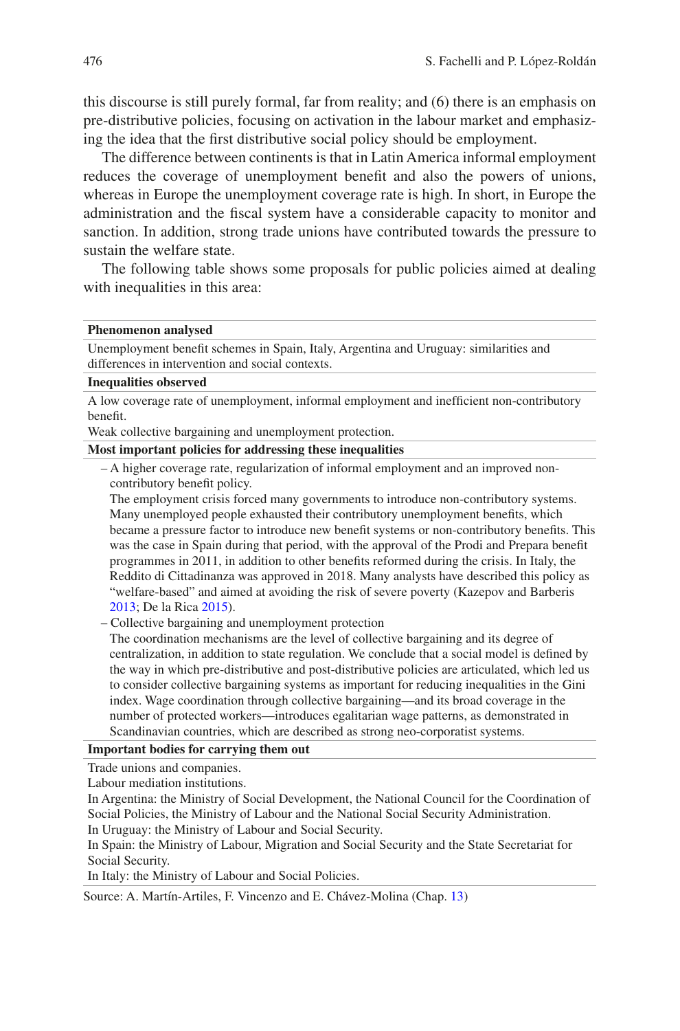this discourse is still purely formal, far from reality; and (6) there is an emphasis on pre-distributive policies, focusing on activation in the labour market and emphasizing the idea that the first distributive social policy should be employment.

The difference between continents is that in Latin America informal employment reduces the coverage of unemployment benefit and also the powers of unions, whereas in Europe the unemployment coverage rate is high. In short, in Europe the administration and the fiscal system have a considerable capacity to monitor and sanction. In addition, strong trade unions have contributed towards the pressure to sustain the welfare state.

The following table shows some proposals for public policies aimed at dealing with inequalities in this area:

| |
|---|
| **Phenomenon analysed** |
| Unemployment benefit schemes in Spain, Italy, Argentina and Uruguay: similarities and differences in intervention and social contexts. |
| **Inequalities observed** |
| A low coverage rate of unemployment, informal employment and inefficient non-contributory benefit.<br>Weak collective bargaining and unemployment protection. |
| **Most important policies for addressing these inequalities** |
| – A higher coverage rate, regularization of informal employment and an improved non-contributory benefit policy.<br>The employment crisis forced many governments to introduce non-contributory systems. Many unemployed people exhausted their contributory unemployment benefits, which became a pressure factor to introduce new benefit systems or non-contributory benefits. This was the case in Spain during that period, with the approval of the Prodi and Prepara benefit programmes in 2011, in addition to other benefits reformed during the crisis. In Italy, the Reddito di Cittadinanza was approved in 2018. Many analysts have described this policy as "welfare-based" and aimed at avoiding the risk of severe poverty (Kazepov and Barberis 2013; De la Rica 2015).<br>– Collective bargaining and unemployment protection<br>The coordination mechanisms are the level of collective bargaining and its degree of centralization, in addition to state regulation. We conclude that a social model is defined by the way in which pre-distributive and post-distributive policies are articulated, which led us to consider collective bargaining systems as important for reducing inequalities in the Gini index. Wage coordination through collective bargaining—and its broad coverage in the number of protected workers—introduces egalitarian wage patterns, as demonstrated in Scandinavian countries, which are described as strong neo-corporatist systems. |
| **Important bodies for carrying them out** |
| Trade unions and companies.<br>Labour mediation institutions.<br>In Argentina: the Ministry of Social Development, the National Council for the Coordination of Social Policies, the Ministry of Labour and the National Social Security Administration.<br>In Uruguay: the Ministry of Labour and Social Security.<br>In Spain: the Ministry of Labour, Migration and Social Security and the State Secretariat for Social Security.<br>In Italy: the Ministry of Labour and Social Policies. |

Source: A. Martín-Artiles, F. Vincenzo and E. Chávez-Molina (Chap. 13)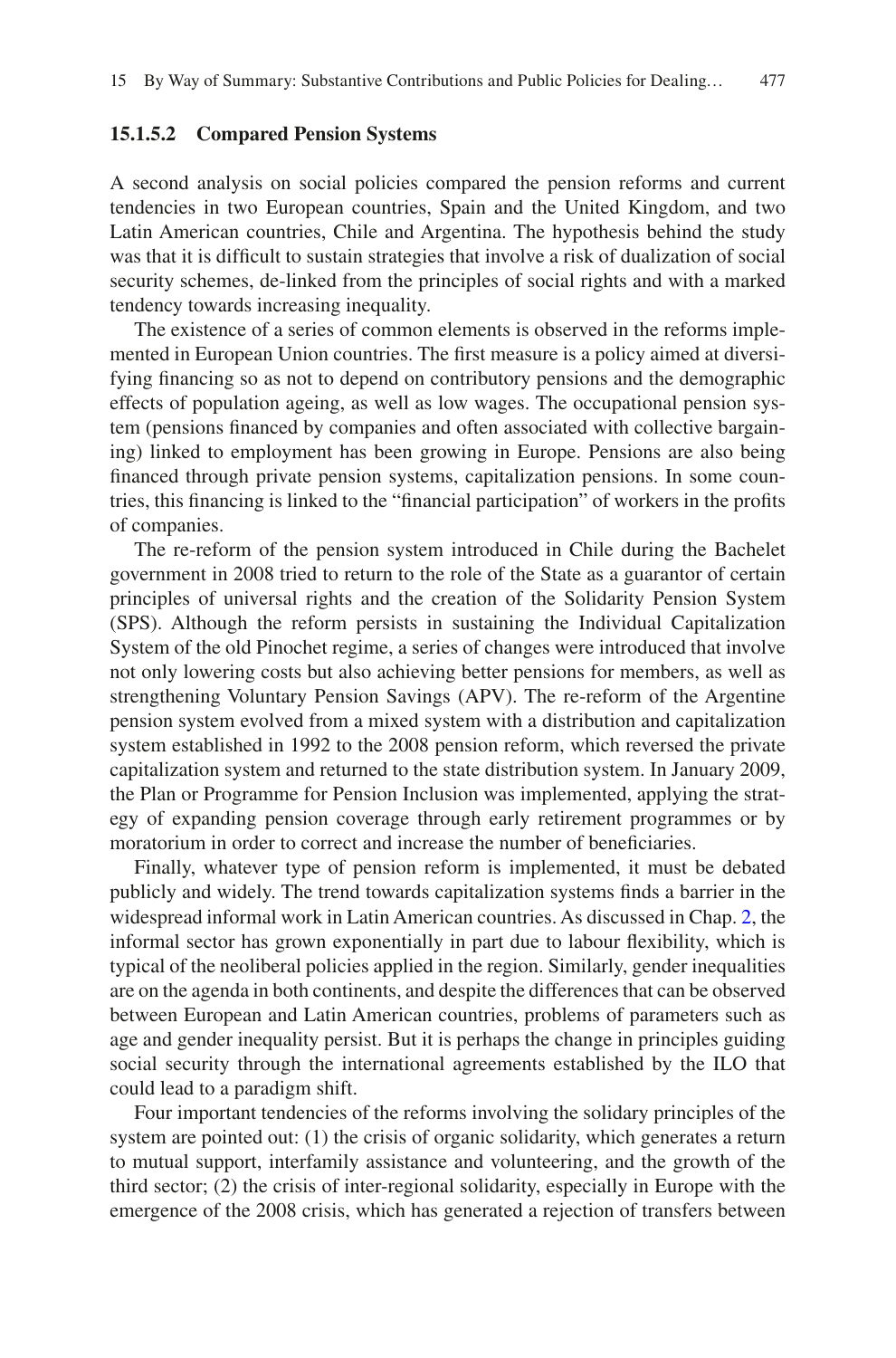#### 15.1.5.2 Compared Pension Systems

A second analysis on social policies compared the pension reforms and current tendencies in two European countries, Spain and the United Kingdom, and two Latin American countries, Chile and Argentina. The hypothesis behind the study was that it is difficult to sustain strategies that involve a risk of dualization of social security schemes, de-linked from the principles of social rights and with a marked tendency towards increasing inequality.

The existence of a series of common elements is observed in the reforms implemented in European Union countries. The first measure is a policy aimed at diversifying financing so as not to depend on contributory pensions and the demographic effects of population ageing, as well as low wages. The occupational pension system (pensions financed by companies and often associated with collective bargaining) linked to employment has been growing in Europe. Pensions are also being financed through private pension systems, capitalization pensions. In some countries, this financing is linked to the "financial participation" of workers in the profits of companies.

The re-reform of the pension system introduced in Chile during the Bachelet government in 2008 tried to return to the role of the State as a guarantor of certain principles of universal rights and the creation of the Solidarity Pension System (SPS). Although the reform persists in sustaining the Individual Capitalization System of the old Pinochet regime, a series of changes were introduced that involve not only lowering costs but also achieving better pensions for members, as well as strengthening Voluntary Pension Savings (APV). The re-reform of the Argentine pension system evolved from a mixed system with a distribution and capitalization system established in 1992 to the 2008 pension reform, which reversed the private capitalization system and returned to the state distribution system. In January 2009, the Plan or Programme for Pension Inclusion was implemented, applying the strategy of expanding pension coverage through early retirement programmes or by moratorium in order to correct and increase the number of beneficiaries.

Finally, whatever type of pension reform is implemented, it must be debated publicly and widely. The trend towards capitalization systems finds a barrier in the widespread informal work in Latin American countries. As discussed in Chap. 2, the informal sector has grown exponentially in part due to labour flexibility, which is typical of the neoliberal policies applied in the region. Similarly, gender inequalities are on the agenda in both continents, and despite the differences that can be observed between European and Latin American countries, problems of parameters such as age and gender inequality persist. But it is perhaps the change in principles guiding social security through the international agreements established by the ILO that could lead to a paradigm shift.

Four important tendencies of the reforms involving the solidary principles of the system are pointed out: (1) the crisis of organic solidarity, which generates a return to mutual support, interfamily assistance and volunteering, and the growth of the third sector; (2) the crisis of inter-regional solidarity, especially in Europe with the emergence of the 2008 crisis, which has generated a rejection of transfers between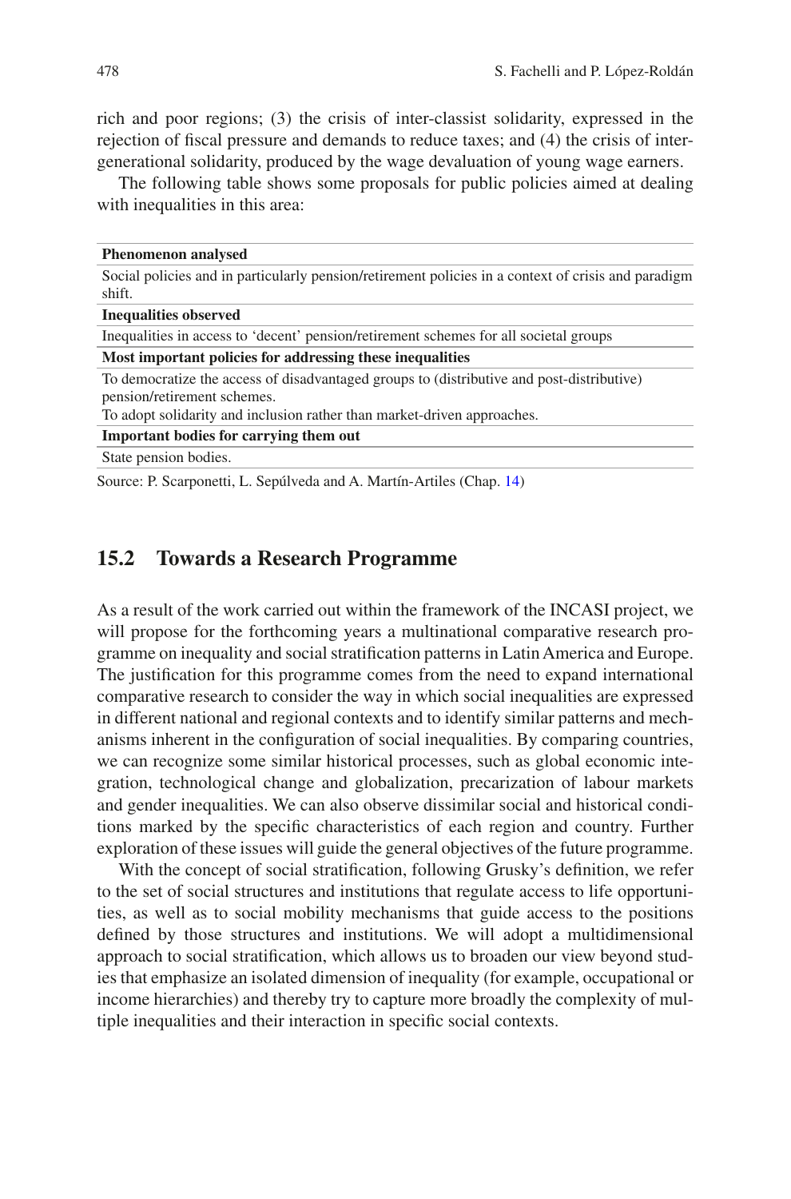rich and poor regions; (3) the crisis of inter-classist solidarity, expressed in the rejection of fiscal pressure and demands to reduce taxes; and (4) the crisis of intergenerational solidarity, produced by the wage devaluation of young wage earners.

The following table shows some proposals for public policies aimed at dealing with inequalities in this area:

| |
|---|
| **Phenomenon analysed** |
| Social policies and in particularly pension/retirement policies in a context of crisis and paradigm shift. |
| **Inequalities observed** |
| Inequalities in access to 'decent' pension/retirement schemes for all societal groups |
| **Most important policies for addressing these inequalities** |
| To democratize the access of disadvantaged groups to (distributive and post-distributive) pension/retirement schemes.<br>To adopt solidarity and inclusion rather than market-driven approaches. |
| **Important bodies for carrying them out** |
| State pension bodies. |

Source: P. Scarponetti, L. Sepúlveda and A. Martín-Artiles (Chap. 14)

## 15.2 Towards a Research Programme

As a result of the work carried out within the framework of the INCASI project, we will propose for the forthcoming years a multinational comparative research programme on inequality and social stratification patterns in Latin America and Europe. The justification for this programme comes from the need to expand international comparative research to consider the way in which social inequalities are expressed in different national and regional contexts and to identify similar patterns and mechanisms inherent in the configuration of social inequalities. By comparing countries, we can recognize some similar historical processes, such as global economic integration, technological change and globalization, precarization of labour markets and gender inequalities. We can also observe dissimilar social and historical conditions marked by the specific characteristics of each region and country. Further exploration of these issues will guide the general objectives of the future programme.

With the concept of social stratification, following Grusky's definition, we refer to the set of social structures and institutions that regulate access to life opportunities, as well as to social mobility mechanisms that guide access to the positions defined by those structures and institutions. We will adopt a multidimensional approach to social stratification, which allows us to broaden our view beyond studies that emphasize an isolated dimension of inequality (for example, occupational or income hierarchies) and thereby try to capture more broadly the complexity of multiple inequalities and their interaction in specific social contexts.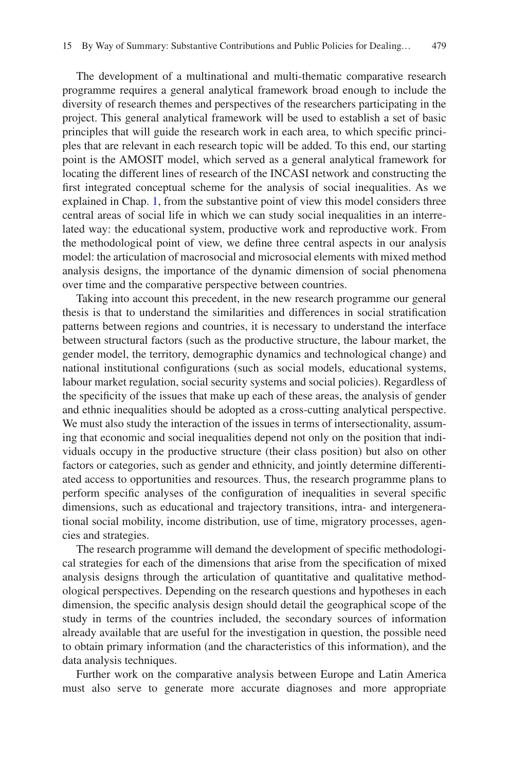The development of a multinational and multi-thematic comparative research programme requires a general analytical framework broad enough to include the diversity of research themes and perspectives of the researchers participating in the project. This general analytical framework will be used to establish a set of basic principles that will guide the research work in each area, to which specific principles that are relevant in each research topic will be added. To this end, our starting point is the AMOSIT model, which served as a general analytical framework for locating the different lines of research of the INCASI network and constructing the first integrated conceptual scheme for the analysis of social inequalities. As we explained in Chap. 1, from the substantive point of view this model considers three central areas of social life in which we can study social inequalities in an interrelated way: the educational system, productive work and reproductive work. From the methodological point of view, we define three central aspects in our analysis model: the articulation of macrosocial and microsocial elements with mixed method analysis designs, the importance of the dynamic dimension of social phenomena over time and the comparative perspective between countries.

Taking into account this precedent, in the new research programme our general thesis is that to understand the similarities and differences in social stratification patterns between regions and countries, it is necessary to understand the interface between structural factors (such as the productive structure, the labour market, the gender model, the territory, demographic dynamics and technological change) and national institutional configurations (such as social models, educational systems, labour market regulation, social security systems and social policies). Regardless of the specificity of the issues that make up each of these areas, the analysis of gender and ethnic inequalities should be adopted as a cross-cutting analytical perspective. We must also study the interaction of the issues in terms of intersectionality, assuming that economic and social inequalities depend not only on the position that individuals occupy in the productive structure (their class position) but also on other factors or categories, such as gender and ethnicity, and jointly determine differentiated access to opportunities and resources. Thus, the research programme plans to perform specific analyses of the configuration of inequalities in several specific dimensions, such as educational and trajectory transitions, intra- and intergenerational social mobility, income distribution, use of time, migratory processes, agencies and strategies.

The research programme will demand the development of specific methodological strategies for each of the dimensions that arise from the specification of mixed analysis designs through the articulation of quantitative and qualitative methodological perspectives. Depending on the research questions and hypotheses in each dimension, the specific analysis design should detail the geographical scope of the study in terms of the countries included, the secondary sources of information already available that are useful for the investigation in question, the possible need to obtain primary information (and the characteristics of this information), and the data analysis techniques.

Further work on the comparative analysis between Europe and Latin America must also serve to generate more accurate diagnoses and more appropriate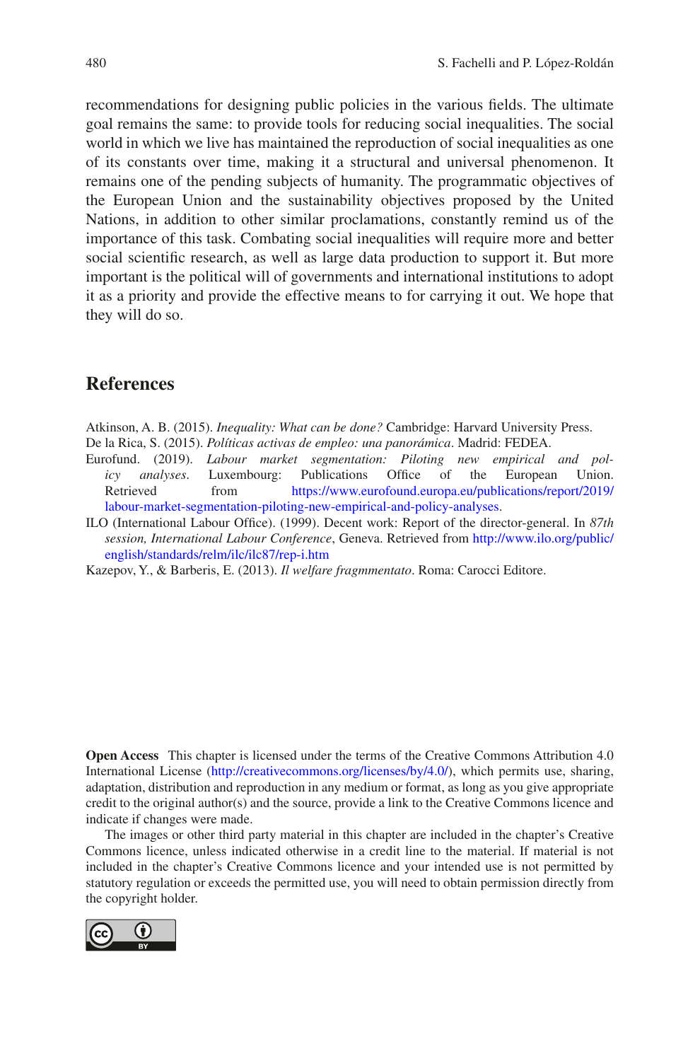recommendations for designing public policies in the various fields. The ultimate goal remains the same: to provide tools for reducing social inequalities. The social world in which we live has maintained the reproduction of social inequalities as one of its constants over time, making it a structural and universal phenomenon. It remains one of the pending subjects of humanity. The programmatic objectives of the European Union and the sustainability objectives proposed by the United Nations, in addition to other similar proclamations, constantly remind us of the importance of this task. Combating social inequalities will require more and better social scientific research, as well as large data production to support it. But more important is the political will of governments and international institutions to adopt it as a priority and provide the effective means to for carrying it out. We hope that they will do so.

## References

Atkinson, A. B. (2015). *Inequality: What can be done?* Cambridge: Harvard University Press.

De la Rica, S. (2015). *Políticas activas de empleo: una panorámica*. Madrid: FEDEA.

Eurofund. (2019). *Labour market segmentation: Piloting new empirical and policy analyses*. Luxembourg: Publications Office of the European Union. Retrieved from https://www.eurofound.europa.eu/publications/report/2019/labour-market-segmentation-piloting-new-empirical-and-policy-analyses.

ILO (International Labour Office). (1999). Decent work: Report of the director-general. In *87th session, International Labour Conference*, Geneva. Retrieved from http://www.ilo.org/public/english/standards/relm/ilc/ilc87/rep-i.htm

Kazepov, Y., & Barberis, E. (2013). *Il welfare fragmmentato*. Roma: Carocci Editore.

**Open Access** This chapter is licensed under the terms of the Creative Commons Attribution 4.0 International License (http://creativecommons.org/licenses/by/4.0/), which permits use, sharing, adaptation, distribution and reproduction in any medium or format, as long as you give appropriate credit to the original author(s) and the source, provide a link to the Creative Commons licence and indicate if changes were made.

The images or other third party material in this chapter are included in the chapter's Creative Commons licence, unless indicated otherwise in a credit line to the material. If material is not included in the chapter's Creative Commons licence and your intended use is not permitted by statutory regulation or exceeds the permitted use, you will need to obtain permission directly from the copyright holder.